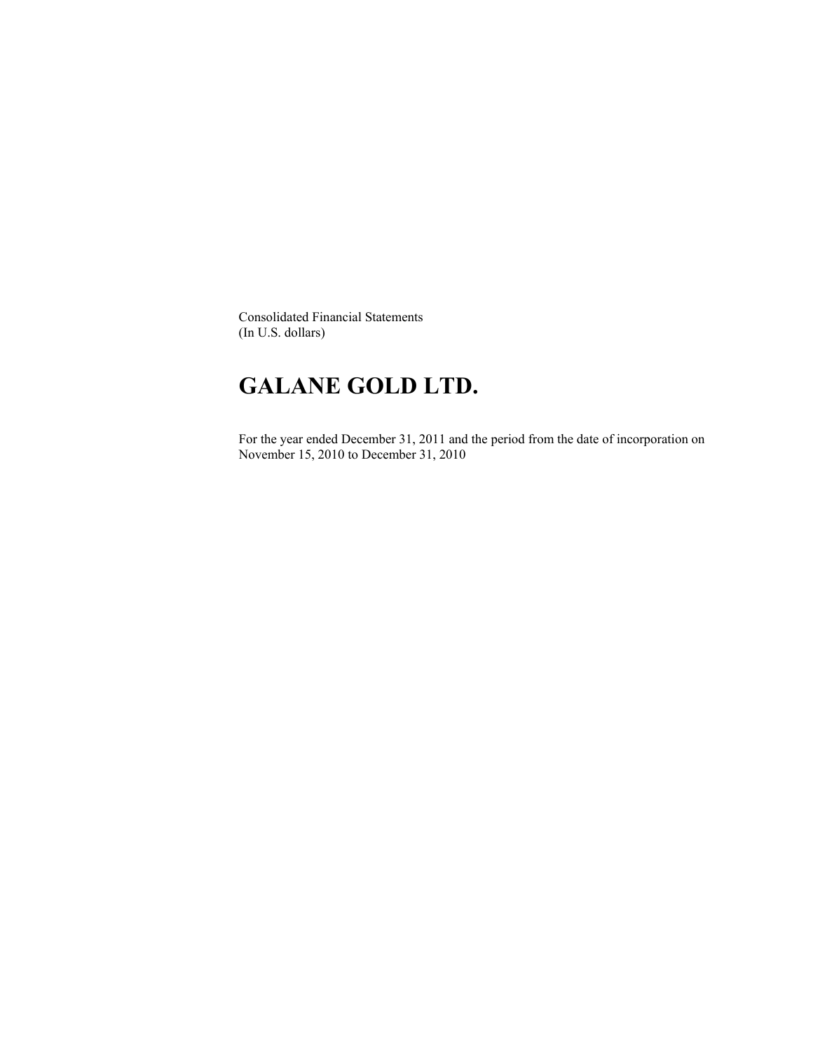Consolidated Financial Statements
(In U.S. dollars)

# GALANE GOLD LTD.

For the year ended December 31, 2011 and the period from the date of incorporation on November 15, 2010 to December 31, 2010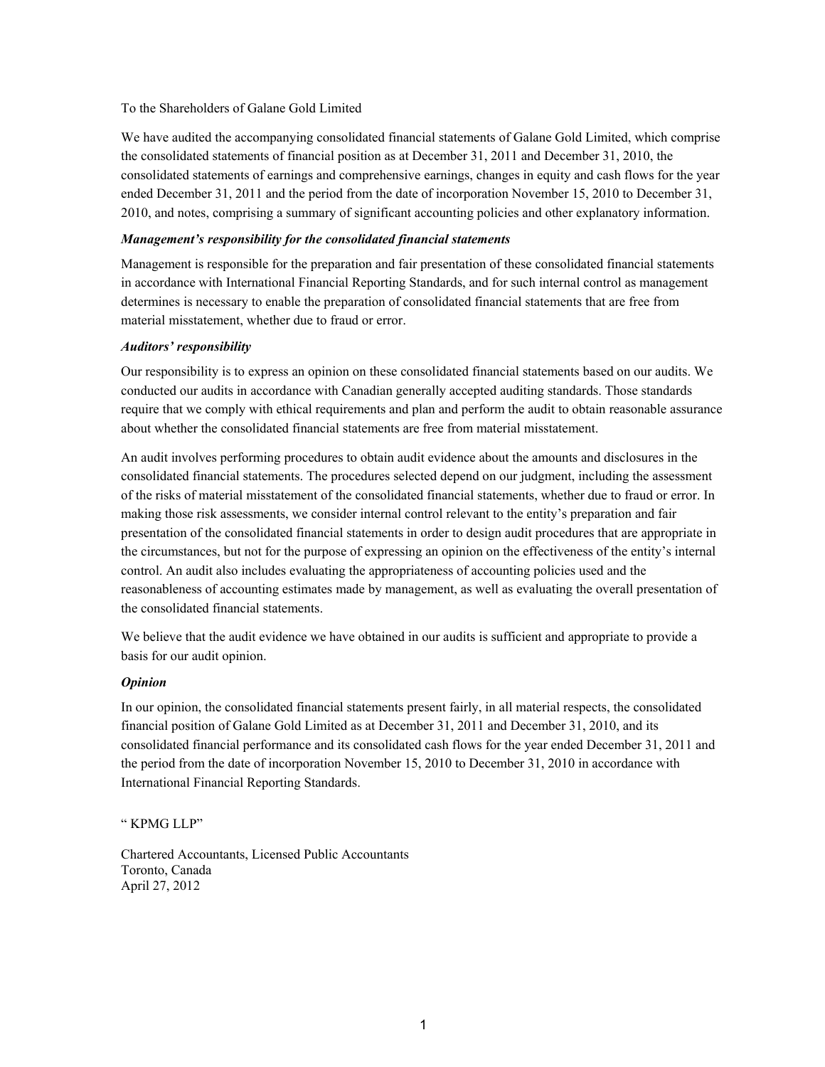To the Shareholders of Galane Gold Limited

We have audited the accompanying consolidated financial statements of Galane Gold Limited, which comprise the consolidated statements of financial position as at December 31, 2011 and December 31, 2010, the consolidated statements of earnings and comprehensive earnings, changes in equity and cash flows for the year ended December 31, 2011 and the period from the date of incorporation November 15, 2010 to December 31, 2010, and notes, comprising a summary of significant accounting policies and other explanatory information.

***Management's responsibility for the consolidated financial statements***

Management is responsible for the preparation and fair presentation of these consolidated financial statements in accordance with International Financial Reporting Standards, and for such internal control as management determines is necessary to enable the preparation of consolidated financial statements that are free from material misstatement, whether due to fraud or error.

***Auditors' responsibility***

Our responsibility is to express an opinion on these consolidated financial statements based on our audits. We conducted our audits in accordance with Canadian generally accepted auditing standards. Those standards require that we comply with ethical requirements and plan and perform the audit to obtain reasonable assurance about whether the consolidated financial statements are free from material misstatement.

An audit involves performing procedures to obtain audit evidence about the amounts and disclosures in the consolidated financial statements. The procedures selected depend on our judgment, including the assessment of the risks of material misstatement of the consolidated financial statements, whether due to fraud or error. In making those risk assessments, we consider internal control relevant to the entity's preparation and fair presentation of the consolidated financial statements in order to design audit procedures that are appropriate in the circumstances, but not for the purpose of expressing an opinion on the effectiveness of the entity's internal control. An audit also includes evaluating the appropriateness of accounting policies used and the reasonableness of accounting estimates made by management, as well as evaluating the overall presentation of the consolidated financial statements.

We believe that the audit evidence we have obtained in our audits is sufficient and appropriate to provide a basis for our audit opinion.

***Opinion***

In our opinion, the consolidated financial statements present fairly, in all material respects, the consolidated financial position of Galane Gold Limited as at December 31, 2011 and December 31, 2010, and its consolidated financial performance and its consolidated cash flows for the year ended December 31, 2011 and the period from the date of incorporation November 15, 2010 to December 31, 2010 in accordance with International Financial Reporting Standards.

" KPMG LLP"

Chartered Accountants, Licensed Public Accountants  
Toronto, Canada  
April 27, 2012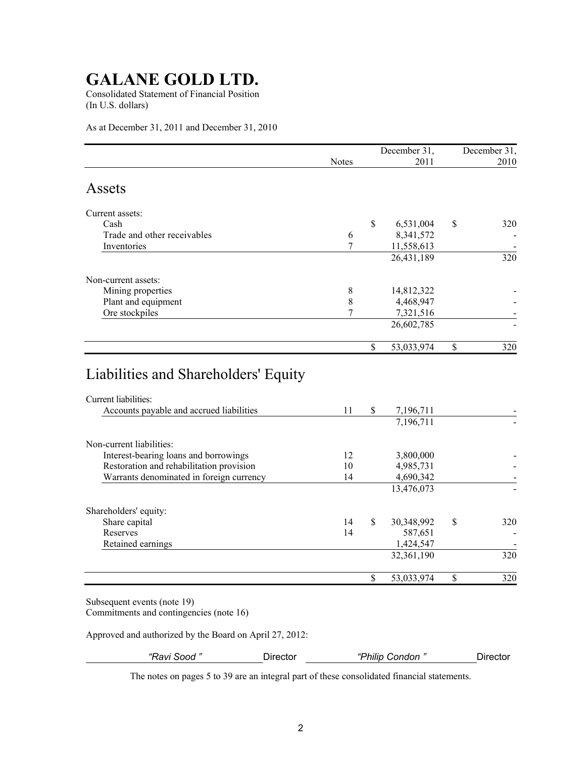# GALANE GOLD LTD.

Consolidated Statement of Financial Position
(In U.S. dollars)

As at December 31, 2011 and December 31, 2010

| | Notes | December 31, 2011 | December 31, 2010 |
|---|---|---|---|
| **Assets** | | | |
| Current assets: | | | |
| Cash | | $ 6,531,004 | $ 320 |
| Trade and other receivables | 6 | 8,341,572 | - |
| Inventories | 7 | 11,558,613 | - |
| | | 26,431,189 | 320 |
| Non-current assets: | | | |
| Mining properties | 8 | 14,812,322 | - |
| Plant and equipment | 8 | 4,468,947 | - |
| Ore stockpiles | 7 | 7,321,516 | - |
| | | 26,602,785 | - |
| | | $ 53,033,974 | $ 320 |
| **Liabilities and Shareholders' Equity** | | | |
| Current liabilities: | | | |
| Accounts payable and accrued liabilities | 11 | $ 7,196,711 | - |
| | | 7,196,711 | - |
| Non-current liabilities: | | | |
| Interest-bearing loans and borrowings | 12 | 3,800,000 | - |
| Restoration and rehabilitation provision | 10 | 4,985,731 | - |
| Warrants denominated in foreign currency | 14 | 4,690,342 | - |
| | | 13,476,073 | - |
| Shareholders' equity: | | | |
| Share capital | 14 | $ 30,348,992 | $ 320 |
| Reserves | 14 | 587,651 | - |
| Retained earnings | | 1,424,547 | - |
| | | 32,361,190 | 320 |
| | | $ 53,033,974 | $ 320 |

Subsequent events (note 19)
Commitments and contingencies (note 16)

Approved and authorized by the Board on April 27, 2012:

*"Ravi Sood "* Director *"Philip Condon "* Director

The notes on pages 5 to 39 are an integral part of these consolidated financial statements.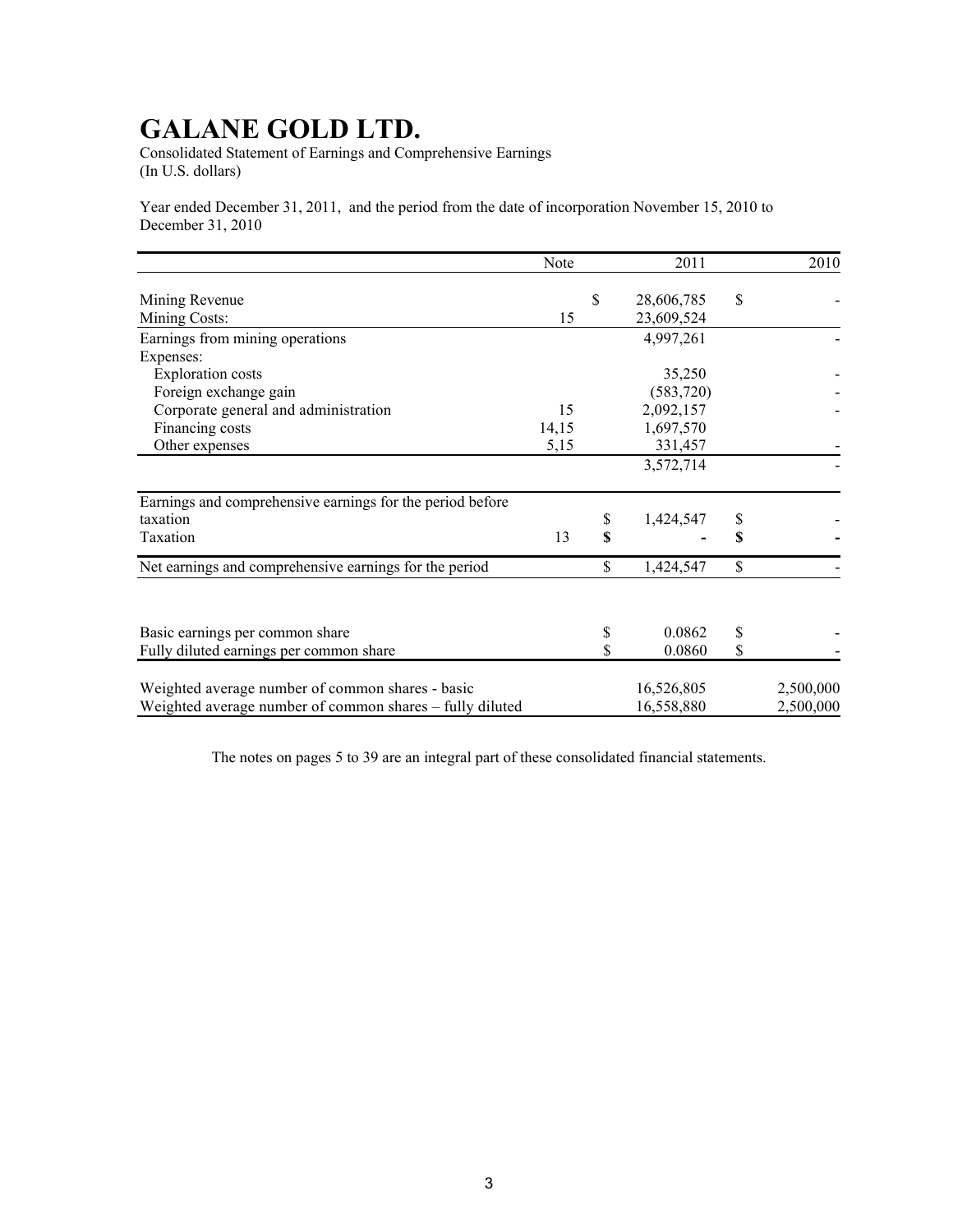# GALANE GOLD LTD.

Consolidated Statement of Earnings and Comprehensive Earnings
(In U.S. dollars)

Year ended December 31, 2011, and the period from the date of incorporation November 15, 2010 to December 31, 2010

| | Note | 2011 | 2010 |
|---|---|---|---|
| Mining Revenue | | $ 28,606,785 | $ - |
| Mining Costs: | 15 | 23,609,524 | |
| Earnings from mining operations | | 4,997,261 | - |
| Expenses: | | | |
| Exploration costs | | 35,250 | - |
| Foreign exchange gain | | (583,720) | - |
| Corporate general and administration | 15 | 2,092,157 | - |
| Financing costs | 14,15 | 1,697,570 | |
| Other expenses | 5,15 | 331,457 | - |
| | | 3,572,714 | - |
| Earnings and comprehensive earnings for the period before taxation | | $ 1,424,547 | $ - |
| Taxation | 13 | **$ -** | **$ -** |
| Net earnings and comprehensive earnings for the period | | $ 1,424,547 | $ - |
| | | | |
| Basic earnings per common share | | $ 0.0862 | $ - |
| Fully diluted earnings per common share | | $ 0.0860 | $ - |
| | | | |
| Weighted average number of common shares - basic | | 16,526,805 | 2,500,000 |
| Weighted average number of common shares – fully diluted | | 16,558,880 | 2,500,000 |

The notes on pages 5 to 39 are an integral part of these consolidated financial statements.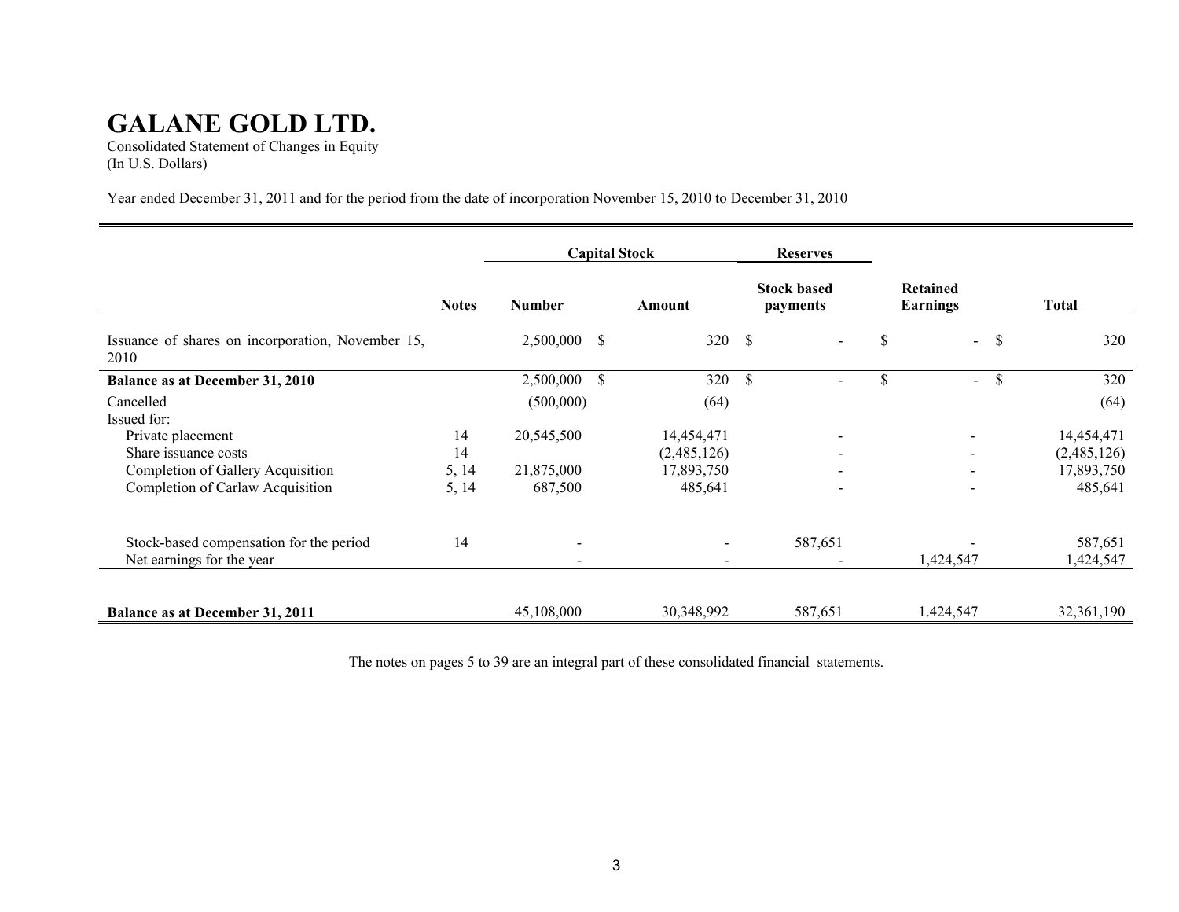# GALANE GOLD LTD.

Consolidated Statement of Changes in Equity
(In U.S. Dollars)

Year ended December 31, 2011 and for the period from the date of incorporation November 15, 2010 to December 31, 2010

| | | Capital Stock | | Reserves | | |
|---|---|---|---|---|---|---|
| | **Notes** | **Number** | **Amount** | **Stock based payments** | **Retained Earnings** | **Total** |
| Issuance of shares on incorporation, November 15, 2010 | | 2,500,000 | $ 320 | $ - | $ - | $ 320 |
| **Balance as at December 31, 2010** | | 2,500,000 | $ 320 | $ - | $ - | $ 320 |
| Cancelled | | (500,000) | (64) | | | (64) |
| Issued for: | | | | | | |
| Private placement | 14 | 20,545,500 | 14,454,471 | - | - | 14,454,471 |
| Share issuance costs | 14 | | (2,485,126) | - | - | (2,485,126) |
| Completion of Gallery Acquisition | 5, 14 | 21,875,000 | 17,893,750 | - | - | 17,893,750 |
| Completion of Carlaw Acquisition | 5, 14 | 687,500 | 485,641 | - | - | 485,641 |
| Stock-based compensation for the period | 14 | - | - | 587,651 | - | 587,651 |
| Net earnings for the year | | - | - | - | 1,424,547 | 1,424,547 |
| **Balance as at December 31, 2011** | | 45,108,000 | 30,348,992 | 587,651 | 1.424,547 | 32,361,190 |

The notes on pages 5 to 39 are an integral part of these consolidated financial statements.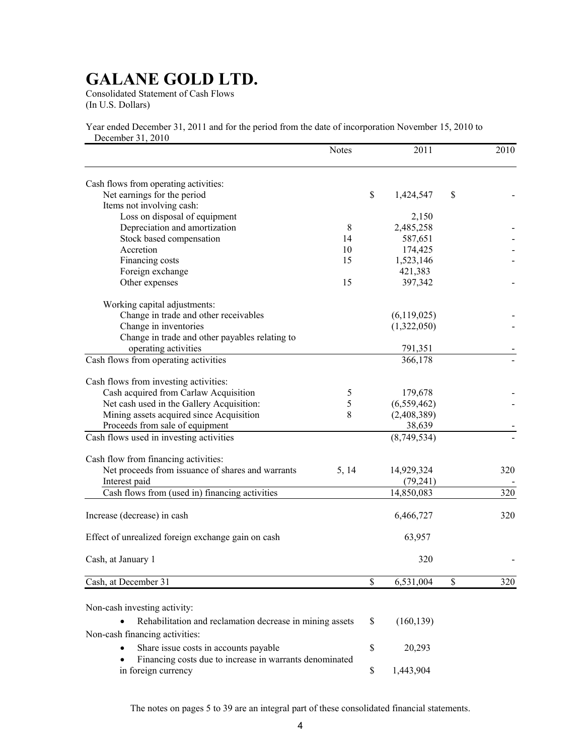# GALANE GOLD LTD.

Consolidated Statement of Cash Flows
(In U.S. Dollars)

Year ended December 31, 2011 and for the period from the date of incorporation November 15, 2010 to December 31, 2010

| | Notes | 2011 | 2010 |
|---|---|---|---|
| Cash flows from operating activities: | | | |
| Net earnings for the period | | $ 1,424,547 | $ - |
| Items not involving cash: | | | |
| Loss on disposal of equipment | | 2,150 | |
| Depreciation and amortization | 8 | 2,485,258 | - |
| Stock based compensation | 14 | 587,651 | - |
| Accretion | 10 | 174,425 | - |
| Financing costs | 15 | 1,523,146 | - |
| Foreign exchange | | 421,383 | |
| Other expenses | 15 | 397,342 | - |
| Working capital adjustments: | | | |
| Change in trade and other receivables | | (6,119,025) | - |
| Change in inventories | | (1,322,050) | - |
| Change in trade and other payables relating to operating activities | | 791,351 | - |
| Cash flows from operating activities | | 366,178 | - |
| Cash flows from investing activities: | | | |
| Cash acquired from Carlaw Acquisition | 5 | 179,678 | - |
| Net cash used in the Gallery Acquisition: | 5 | (6,559,462) | - |
| Mining assets acquired since Acquisition | 8 | (2,408,389) | - |
| Proceeds from sale of equipment | | 38,639 | - |
| Cash flows used in investing activities | | (8,749,534) | - |
| Cash flow from financing activities: | | | |
| Net proceeds from issuance of shares and warrants | 5, 14 | 14,929,324 | 320 |
| Interest paid | | (79,241) | - |
| Cash flows from (used in) financing activities | | 14,850,083 | 320 |
| Increase (decrease) in cash | | 6,466,727 | 320 |
| Effect of unrealized foreign exchange gain on cash | | 63,957 | |
| Cash, at January 1 | | 320 | - |
| Cash, at December 31 | | $ 6,531,004 | $ 320 |

Non-cash investing activity:

- Rehabilitation and reclamation decrease in mining assets $ (160,139)

Non-cash financing activities:

- Share issue costs in accounts payable $ 20,293
- Financing costs due to increase in warrants denominated in foreign currency $ 1,443,904

The notes on pages 5 to 39 are an integral part of these consolidated financial statements.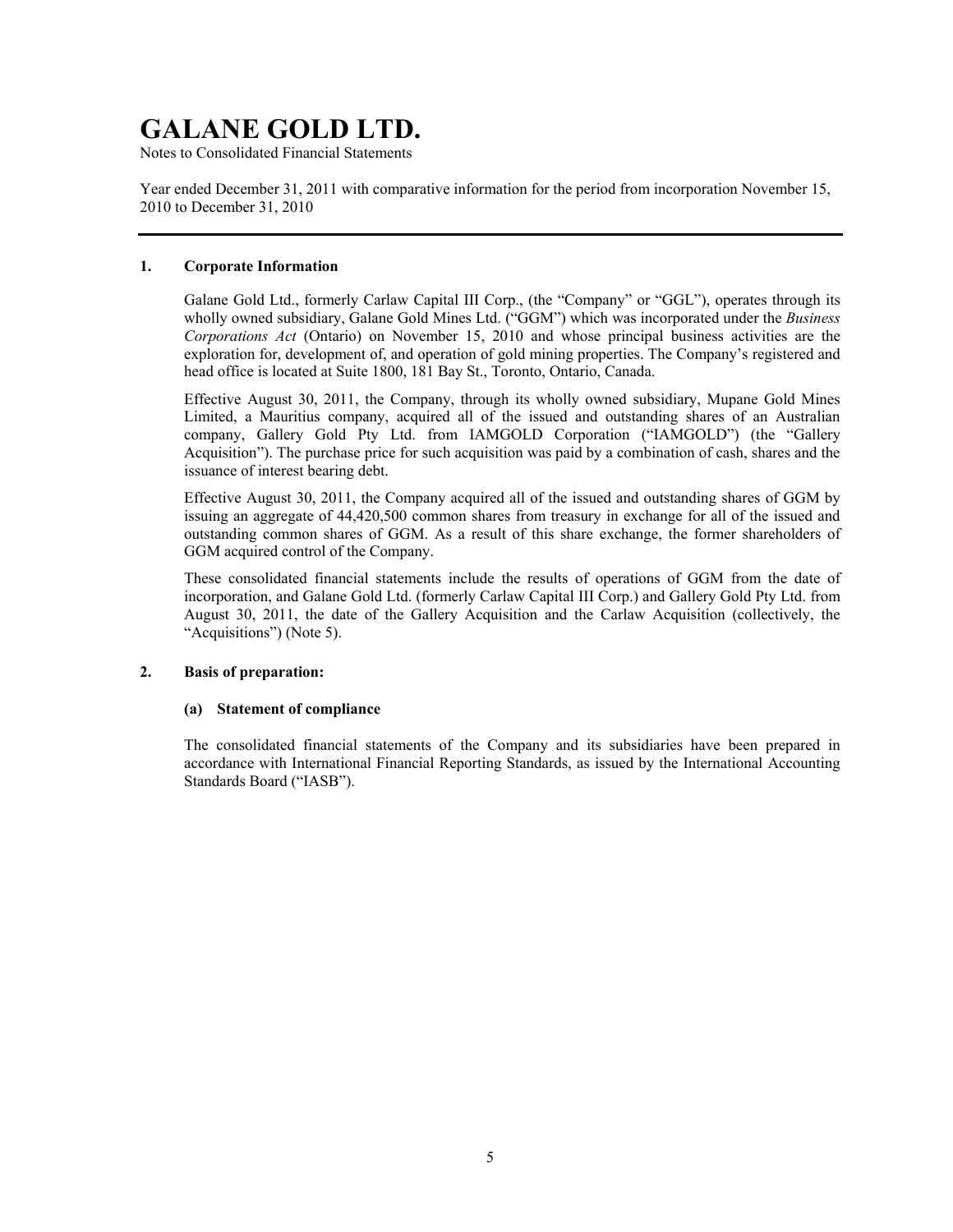# GALANE GOLD LTD.

Notes to Consolidated Financial Statements

Year ended December 31, 2011 with comparative information for the period from incorporation November 15, 2010 to December 31, 2010

---

## 1. Corporate Information

Galane Gold Ltd., formerly Carlaw Capital III Corp., (the "Company" or "GGL"), operates through its wholly owned subsidiary, Galane Gold Mines Ltd. ("GGM") which was incorporated under the *Business Corporations Act* (Ontario) on November 15, 2010 and whose principal business activities are the exploration for, development of, and operation of gold mining properties. The Company's registered and head office is located at Suite 1800, 181 Bay St., Toronto, Ontario, Canada.

Effective August 30, 2011, the Company, through its wholly owned subsidiary, Mupane Gold Mines Limited, a Mauritius company, acquired all of the issued and outstanding shares of an Australian company, Gallery Gold Pty Ltd. from IAMGOLD Corporation ("IAMGOLD") (the "Gallery Acquisition"). The purchase price for such acquisition was paid by a combination of cash, shares and the issuance of interest bearing debt.

Effective August 30, 2011, the Company acquired all of the issued and outstanding shares of GGM by issuing an aggregate of 44,420,500 common shares from treasury in exchange for all of the issued and outstanding common shares of GGM. As a result of this share exchange, the former shareholders of GGM acquired control of the Company.

These consolidated financial statements include the results of operations of GGM from the date of incorporation, and Galane Gold Ltd. (formerly Carlaw Capital III Corp.) and Gallery Gold Pty Ltd. from August 30, 2011, the date of the Gallery Acquisition and the Carlaw Acquisition (collectively, the "Acquisitions") (Note 5).

## 2. Basis of preparation:

### (a) Statement of compliance

The consolidated financial statements of the Company and its subsidiaries have been prepared in accordance with International Financial Reporting Standards, as issued by the International Accounting Standards Board ("IASB").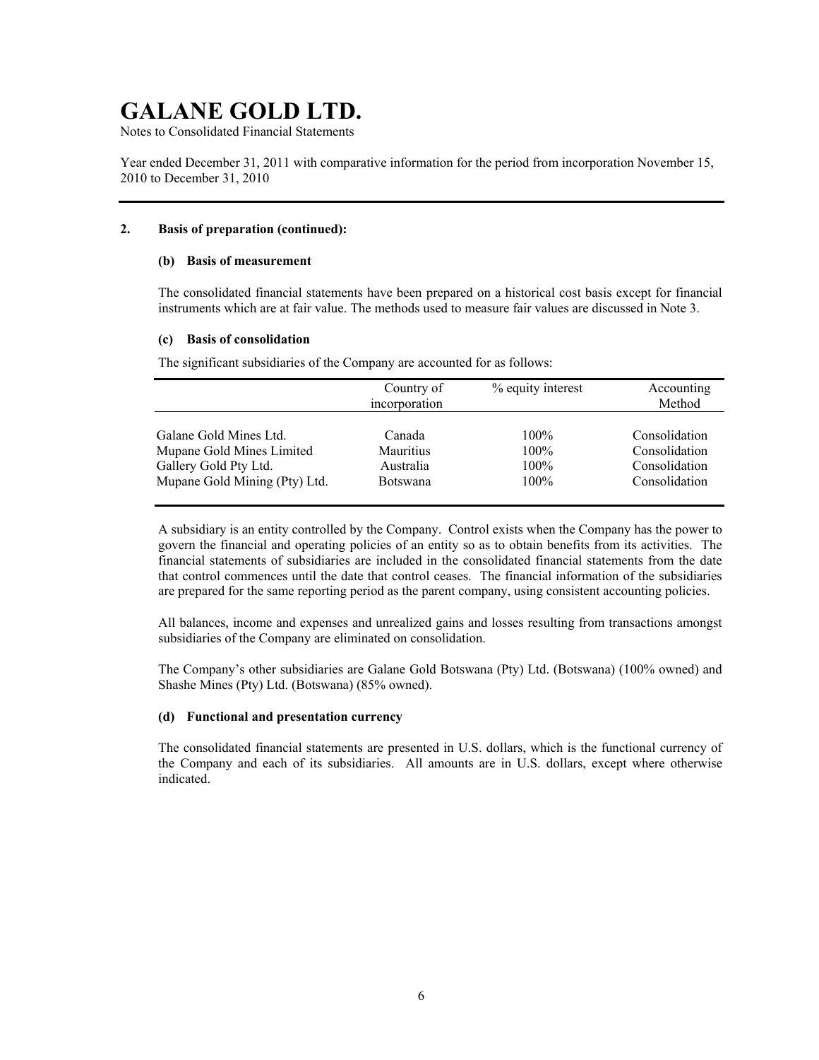# GALANE GOLD LTD.

Notes to Consolidated Financial Statements

Year ended December 31, 2011 with comparative information for the period from incorporation November 15, 2010 to December 31, 2010

---

**2. Basis of preparation (continued):**

**(b) Basis of measurement**

The consolidated financial statements have been prepared on a historical cost basis except for financial instruments which are at fair value. The methods used to measure fair values are discussed in Note 3.

**(c) Basis of consolidation**

The significant subsidiaries of the Company are accounted for as follows:

| | Country of incorporation | % equity interest | Accounting Method |
|---|---|---|---|
| Galane Gold Mines Ltd. | Canada | 100% | Consolidation |
| Mupane Gold Mines Limited | Mauritius | 100% | Consolidation |
| Gallery Gold Pty Ltd. | Australia | 100% | Consolidation |
| Mupane Gold Mining (Pty) Ltd. | Botswana | 100% | Consolidation |

A subsidiary is an entity controlled by the Company. Control exists when the Company has the power to govern the financial and operating policies of an entity so as to obtain benefits from its activities. The financial statements of subsidiaries are included in the consolidated financial statements from the date that control commences until the date that control ceases. The financial information of the subsidiaries are prepared for the same reporting period as the parent company, using consistent accounting policies.

All balances, income and expenses and unrealized gains and losses resulting from transactions amongst subsidiaries of the Company are eliminated on consolidation.

The Company's other subsidiaries are Galane Gold Botswana (Pty) Ltd. (Botswana) (100% owned) and Shashe Mines (Pty) Ltd. (Botswana) (85% owned).

**(d) Functional and presentation currency**

The consolidated financial statements are presented in U.S. dollars, which is the functional currency of the Company and each of its subsidiaries. All amounts are in U.S. dollars, except where otherwise indicated.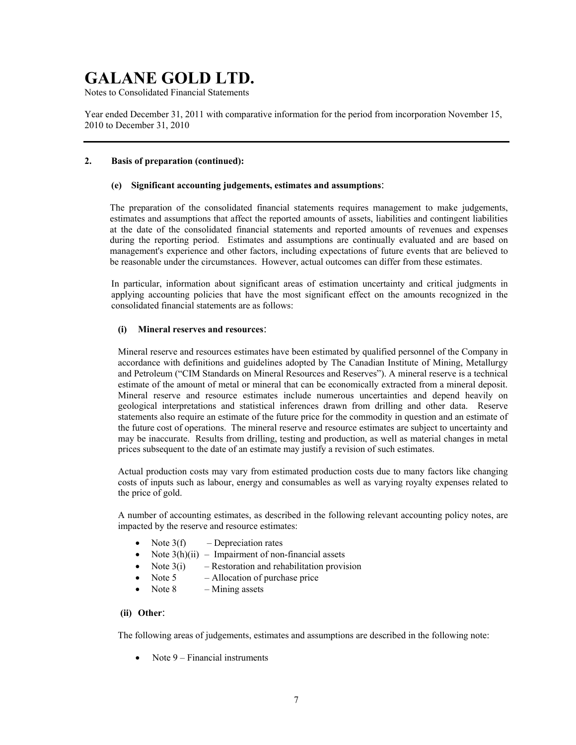## 2. Basis of preparation (continued):

### (e) Significant accounting judgements, estimates and assumptions:

The preparation of the consolidated financial statements requires management to make judgements, estimates and assumptions that affect the reported amounts of assets, liabilities and contingent liabilities at the date of the consolidated financial statements and reported amounts of revenues and expenses during the reporting period. Estimates and assumptions are continually evaluated and are based on management's experience and other factors, including expectations of future events that are believed to be reasonable under the circumstances. However, actual outcomes can differ from these estimates.

In particular, information about significant areas of estimation uncertainty and critical judgments in applying accounting policies that have the most significant effect on the amounts recognized in the consolidated financial statements are as follows:

#### (i) Mineral reserves and resources:

Mineral reserve and resources estimates have been estimated by qualified personnel of the Company in accordance with definitions and guidelines adopted by The Canadian Institute of Mining, Metallurgy and Petroleum ("CIM Standards on Mineral Resources and Reserves"). A mineral reserve is a technical estimate of the amount of metal or mineral that can be economically extracted from a mineral deposit. Mineral reserve and resource estimates include numerous uncertainties and depend heavily on geological interpretations and statistical inferences drawn from drilling and other data. Reserve statements also require an estimate of the future price for the commodity in question and an estimate of the future cost of operations. The mineral reserve and resource estimates are subject to uncertainty and may be inaccurate. Results from drilling, testing and production, as well as material changes in metal prices subsequent to the date of an estimate may justify a revision of such estimates.

Actual production costs may vary from estimated production costs due to many factors like changing costs of inputs such as labour, energy and consumables as well as varying royalty expenses related to the price of gold.

A number of accounting estimates, as described in the following relevant accounting policy notes, are impacted by the reserve and resource estimates:

- Note 3(f) – Depreciation rates
- Note 3(h)(ii) – Impairment of non-financial assets
- Note 3(i) – Restoration and rehabilitation provision
- Note 5 – Allocation of purchase price
- Note 8 – Mining assets

#### (ii) Other:

The following areas of judgements, estimates and assumptions are described in the following note:

- Note 9 – Financial instruments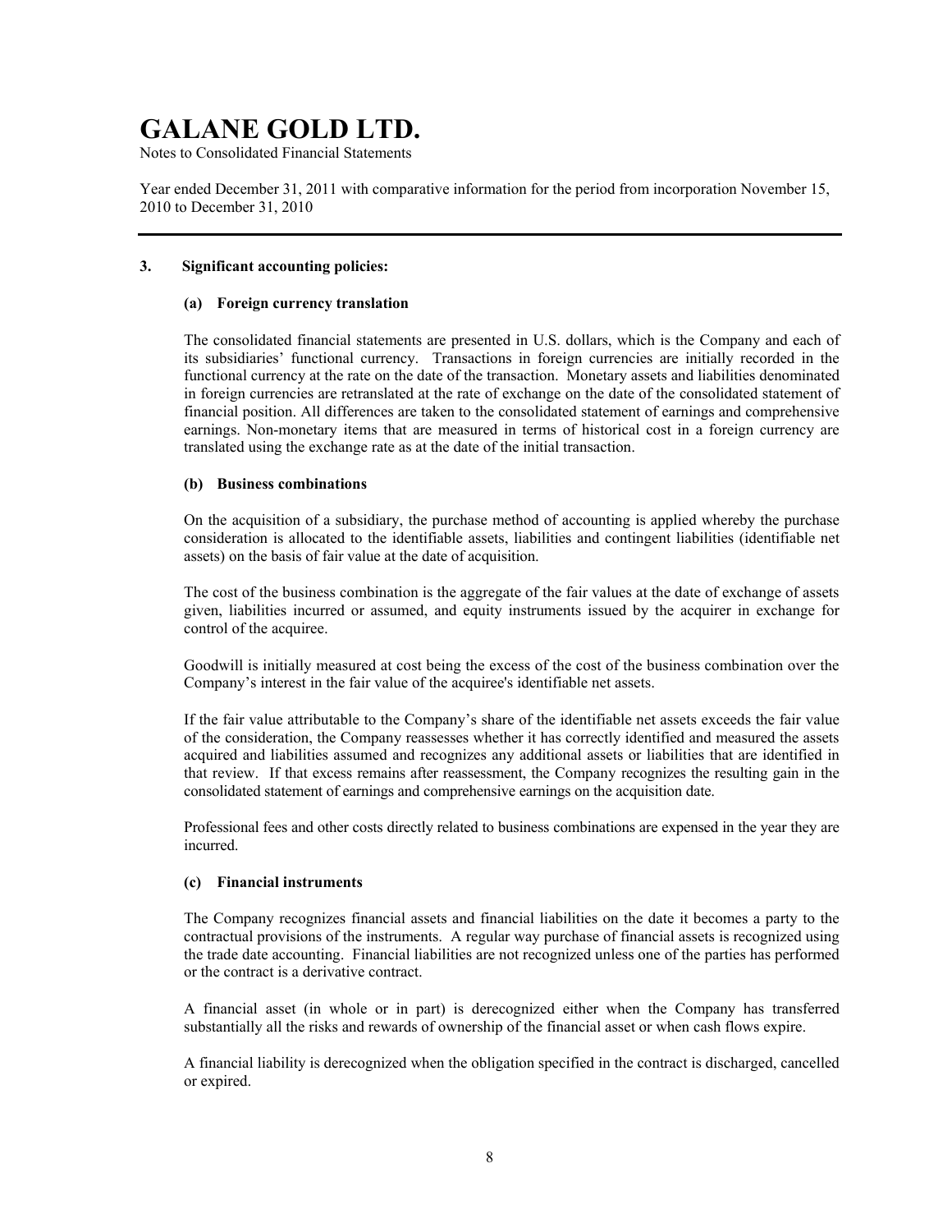### 3. Significant accounting policies:

#### (a) Foreign currency translation

The consolidated financial statements are presented in U.S. dollars, which is the Company and each of its subsidiaries' functional currency. Transactions in foreign currencies are initially recorded in the functional currency at the rate on the date of the transaction. Monetary assets and liabilities denominated in foreign currencies are retranslated at the rate of exchange on the date of the consolidated statement of financial position. All differences are taken to the consolidated statement of earnings and comprehensive earnings. Non-monetary items that are measured in terms of historical cost in a foreign currency are translated using the exchange rate as at the date of the initial transaction.

#### (b) Business combinations

On the acquisition of a subsidiary, the purchase method of accounting is applied whereby the purchase consideration is allocated to the identifiable assets, liabilities and contingent liabilities (identifiable net assets) on the basis of fair value at the date of acquisition.

The cost of the business combination is the aggregate of the fair values at the date of exchange of assets given, liabilities incurred or assumed, and equity instruments issued by the acquirer in exchange for control of the acquiree.

Goodwill is initially measured at cost being the excess of the cost of the business combination over the Company's interest in the fair value of the acquiree's identifiable net assets.

If the fair value attributable to the Company's share of the identifiable net assets exceeds the fair value of the consideration, the Company reassesses whether it has correctly identified and measured the assets acquired and liabilities assumed and recognizes any additional assets or liabilities that are identified in that review. If that excess remains after reassessment, the Company recognizes the resulting gain in the consolidated statement of earnings and comprehensive earnings on the acquisition date.

Professional fees and other costs directly related to business combinations are expensed in the year they are incurred.

#### (c) Financial instruments

The Company recognizes financial assets and financial liabilities on the date it becomes a party to the contractual provisions of the instruments. A regular way purchase of financial assets is recognized using the trade date accounting. Financial liabilities are not recognized unless one of the parties has performed or the contract is a derivative contract.

A financial asset (in whole or in part) is derecognized either when the Company has transferred substantially all the risks and rewards of ownership of the financial asset or when cash flows expire.

A financial liability is derecognized when the obligation specified in the contract is discharged, cancelled or expired.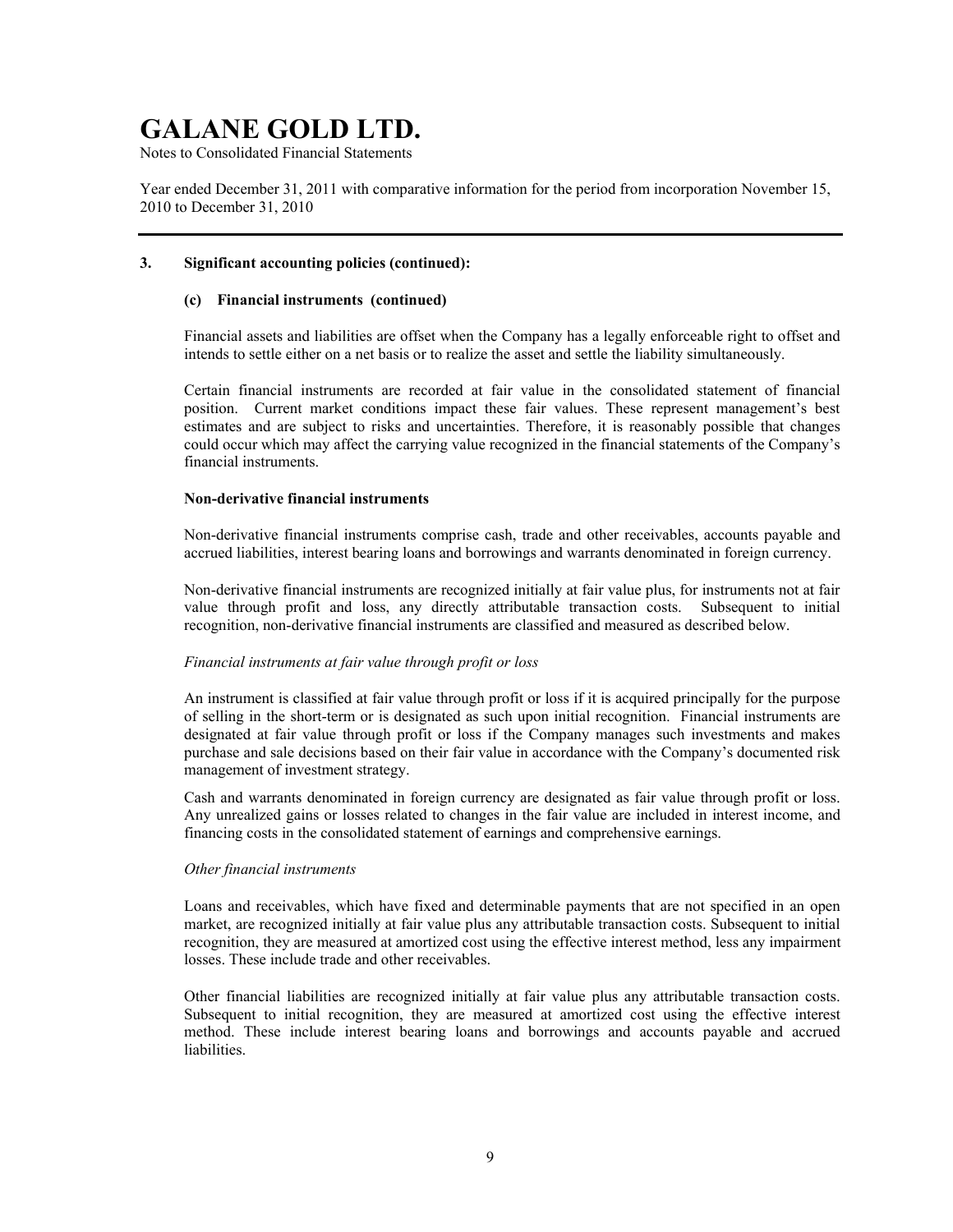## 3. Significant accounting policies (continued):

### (c) Financial instruments (continued)

Financial assets and liabilities are offset when the Company has a legally enforceable right to offset and intends to settle either on a net basis or to realize the asset and settle the liability simultaneously.

Certain financial instruments are recorded at fair value in the consolidated statement of financial position. Current market conditions impact these fair values. These represent management's best estimates and are subject to risks and uncertainties. Therefore, it is reasonably possible that changes could occur which may affect the carrying value recognized in the financial statements of the Company's financial instruments.

**Non-derivative financial instruments**

Non-derivative financial instruments comprise cash, trade and other receivables, accounts payable and accrued liabilities, interest bearing loans and borrowings and warrants denominated in foreign currency.

Non-derivative financial instruments are recognized initially at fair value plus, for instruments not at fair value through profit and loss, any directly attributable transaction costs. Subsequent to initial recognition, non-derivative financial instruments are classified and measured as described below.

*Financial instruments at fair value through profit or loss*

An instrument is classified at fair value through profit or loss if it is acquired principally for the purpose of selling in the short-term or is designated as such upon initial recognition. Financial instruments are designated at fair value through profit or loss if the Company manages such investments and makes purchase and sale decisions based on their fair value in accordance with the Company's documented risk management of investment strategy.

Cash and warrants denominated in foreign currency are designated as fair value through profit or loss. Any unrealized gains or losses related to changes in the fair value are included in interest income, and financing costs in the consolidated statement of earnings and comprehensive earnings.

*Other financial instruments*

Loans and receivables, which have fixed and determinable payments that are not specified in an open market, are recognized initially at fair value plus any attributable transaction costs. Subsequent to initial recognition, they are measured at amortized cost using the effective interest method, less any impairment losses. These include trade and other receivables.

Other financial liabilities are recognized initially at fair value plus any attributable transaction costs. Subsequent to initial recognition, they are measured at amortized cost using the effective interest method. These include interest bearing loans and borrowings and accounts payable and accrued liabilities.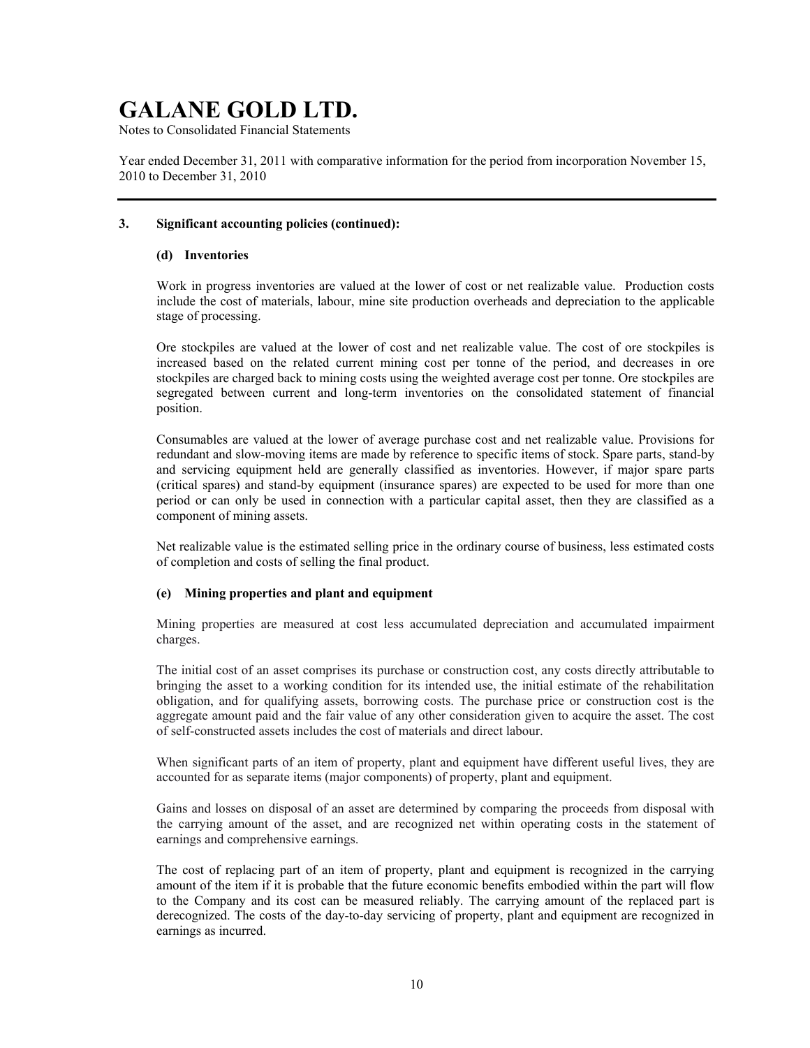### 3. Significant accounting policies (continued):

#### (d) Inventories

Work in progress inventories are valued at the lower of cost or net realizable value. Production costs include the cost of materials, labour, mine site production overheads and depreciation to the applicable stage of processing.

Ore stockpiles are valued at the lower of cost and net realizable value. The cost of ore stockpiles is increased based on the related current mining cost per tonne of the period, and decreases in ore stockpiles are charged back to mining costs using the weighted average cost per tonne. Ore stockpiles are segregated between current and long-term inventories on the consolidated statement of financial position.

Consumables are valued at the lower of average purchase cost and net realizable value. Provisions for redundant and slow-moving items are made by reference to specific items of stock. Spare parts, stand-by and servicing equipment held are generally classified as inventories. However, if major spare parts (critical spares) and stand-by equipment (insurance spares) are expected to be used for more than one period or can only be used in connection with a particular capital asset, then they are classified as a component of mining assets.

Net realizable value is the estimated selling price in the ordinary course of business, less estimated costs of completion and costs of selling the final product.

#### (e) Mining properties and plant and equipment

Mining properties are measured at cost less accumulated depreciation and accumulated impairment charges.

The initial cost of an asset comprises its purchase or construction cost, any costs directly attributable to bringing the asset to a working condition for its intended use, the initial estimate of the rehabilitation obligation, and for qualifying assets, borrowing costs. The purchase price or construction cost is the aggregate amount paid and the fair value of any other consideration given to acquire the asset. The cost of self-constructed assets includes the cost of materials and direct labour.

When significant parts of an item of property, plant and equipment have different useful lives, they are accounted for as separate items (major components) of property, plant and equipment.

Gains and losses on disposal of an asset are determined by comparing the proceeds from disposal with the carrying amount of the asset, and are recognized net within operating costs in the statement of earnings and comprehensive earnings.

The cost of replacing part of an item of property, plant and equipment is recognized in the carrying amount of the item if it is probable that the future economic benefits embodied within the part will flow to the Company and its cost can be measured reliably. The carrying amount of the replaced part is derecognized. The costs of the day-to-day servicing of property, plant and equipment are recognized in earnings as incurred.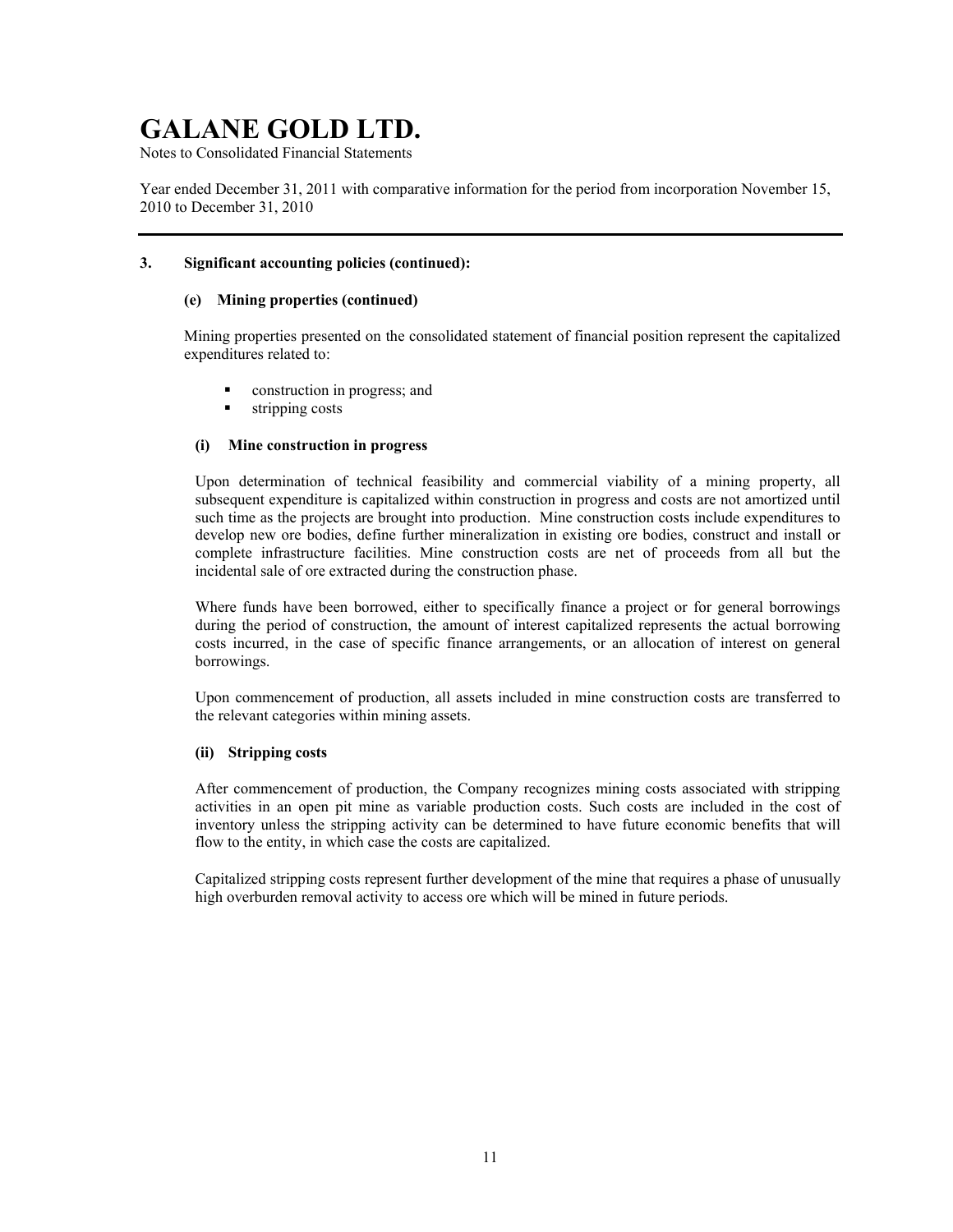### 3. Significant accounting policies (continued):

#### (e) Mining properties (continued)

Mining properties presented on the consolidated statement of financial position represent the capitalized expenditures related to:

- construction in progress; and
- stripping costs

#### (i) Mine construction in progress

Upon determination of technical feasibility and commercial viability of a mining property, all subsequent expenditure is capitalized within construction in progress and costs are not amortized until such time as the projects are brought into production. Mine construction costs include expenditures to develop new ore bodies, define further mineralization in existing ore bodies, construct and install or complete infrastructure facilities. Mine construction costs are net of proceeds from all but the incidental sale of ore extracted during the construction phase.

Where funds have been borrowed, either to specifically finance a project or for general borrowings during the period of construction, the amount of interest capitalized represents the actual borrowing costs incurred, in the case of specific finance arrangements, or an allocation of interest on general borrowings.

Upon commencement of production, all assets included in mine construction costs are transferred to the relevant categories within mining assets.

#### (ii) Stripping costs

After commencement of production, the Company recognizes mining costs associated with stripping activities in an open pit mine as variable production costs. Such costs are included in the cost of inventory unless the stripping activity can be determined to have future economic benefits that will flow to the entity, in which case the costs are capitalized.

Capitalized stripping costs represent further development of the mine that requires a phase of unusually high overburden removal activity to access ore which will be mined in future periods.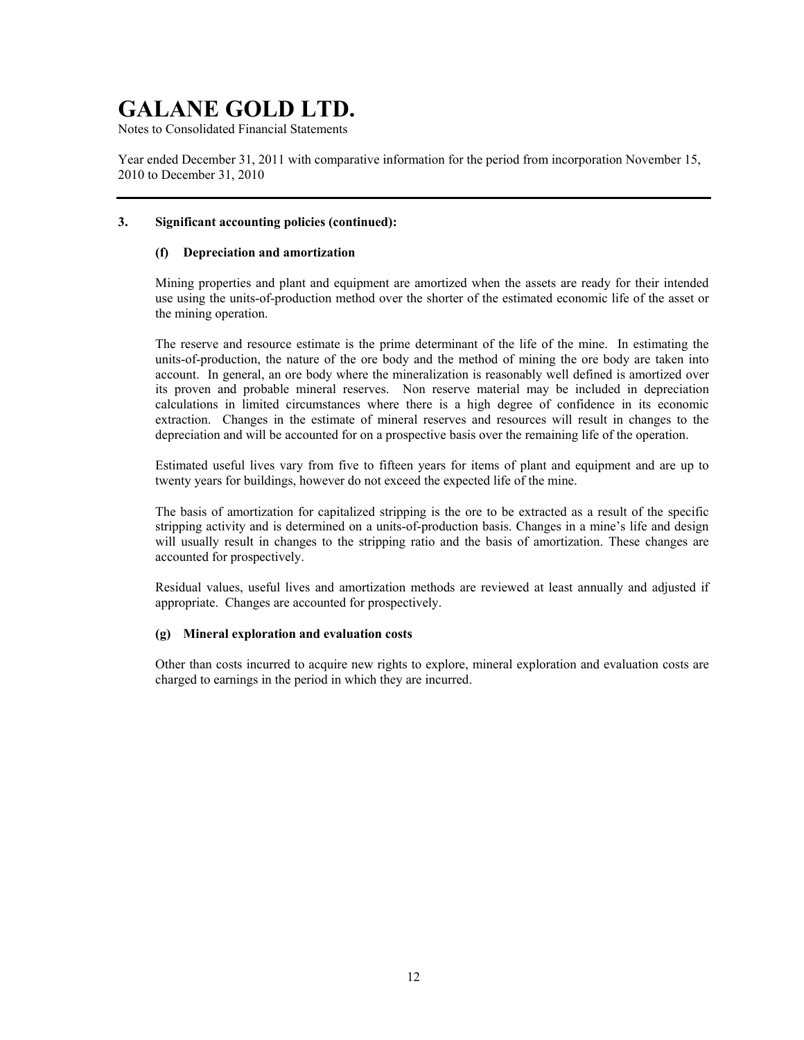### 3. Significant accounting policies (continued):

#### (f) Depreciation and amortization

Mining properties and plant and equipment are amortized when the assets are ready for their intended use using the units-of-production method over the shorter of the estimated economic life of the asset or the mining operation.

The reserve and resource estimate is the prime determinant of the life of the mine. In estimating the units-of-production, the nature of the ore body and the method of mining the ore body are taken into account. In general, an ore body where the mineralization is reasonably well defined is amortized over its proven and probable mineral reserves. Non reserve material may be included in depreciation calculations in limited circumstances where there is a high degree of confidence in its economic extraction. Changes in the estimate of mineral reserves and resources will result in changes to the depreciation and will be accounted for on a prospective basis over the remaining life of the operation.

Estimated useful lives vary from five to fifteen years for items of plant and equipment and are up to twenty years for buildings, however do not exceed the expected life of the mine.

The basis of amortization for capitalized stripping is the ore to be extracted as a result of the specific stripping activity and is determined on a units-of-production basis. Changes in a mine's life and design will usually result in changes to the stripping ratio and the basis of amortization. These changes are accounted for prospectively.

Residual values, useful lives and amortization methods are reviewed at least annually and adjusted if appropriate. Changes are accounted for prospectively.

#### (g) Mineral exploration and evaluation costs

Other than costs incurred to acquire new rights to explore, mineral exploration and evaluation costs are charged to earnings in the period in which they are incurred.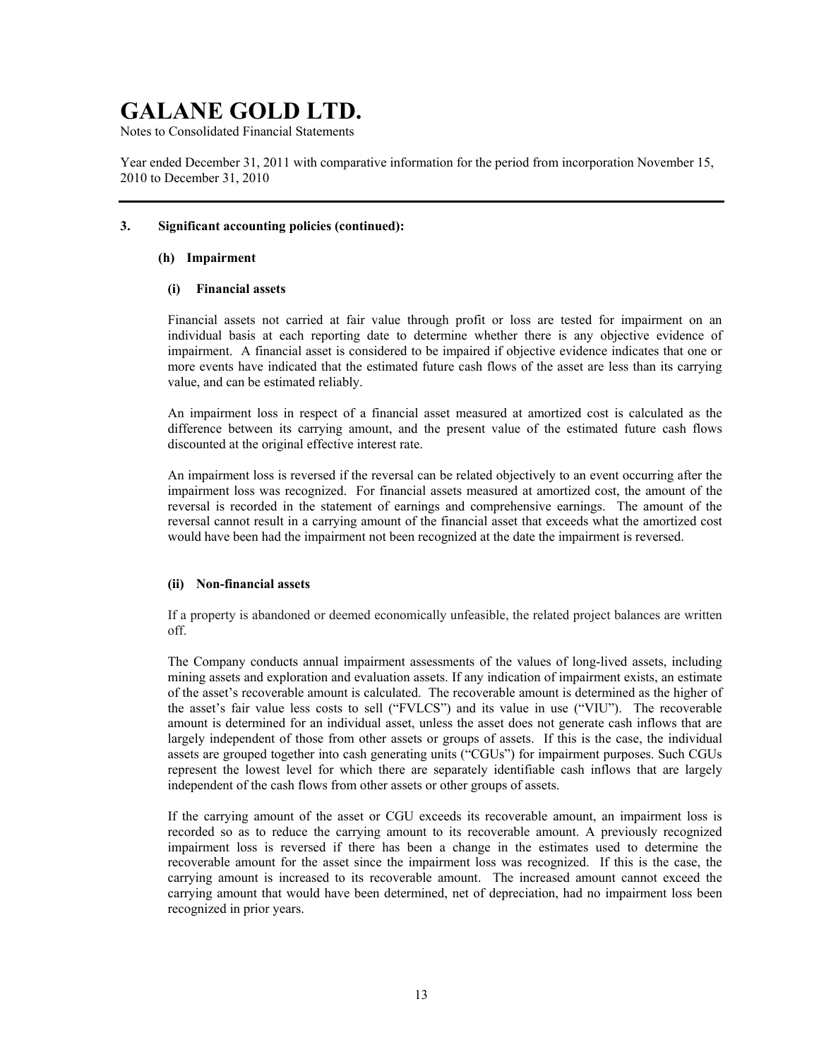### 3. Significant accounting policies (continued):

#### (h) Impairment

##### (i) Financial assets

Financial assets not carried at fair value through profit or loss are tested for impairment on an individual basis at each reporting date to determine whether there is any objective evidence of impairment. A financial asset is considered to be impaired if objective evidence indicates that one or more events have indicated that the estimated future cash flows of the asset are less than its carrying value, and can be estimated reliably.

An impairment loss in respect of a financial asset measured at amortized cost is calculated as the difference between its carrying amount, and the present value of the estimated future cash flows discounted at the original effective interest rate.

An impairment loss is reversed if the reversal can be related objectively to an event occurring after the impairment loss was recognized. For financial assets measured at amortized cost, the amount of the reversal is recorded in the statement of earnings and comprehensive earnings. The amount of the reversal cannot result in a carrying amount of the financial asset that exceeds what the amortized cost would have been had the impairment not been recognized at the date the impairment is reversed.

##### (ii) Non-financial assets

If a property is abandoned or deemed economically unfeasible, the related project balances are written off.

The Company conducts annual impairment assessments of the values of long-lived assets, including mining assets and exploration and evaluation assets. If any indication of impairment exists, an estimate of the asset's recoverable amount is calculated. The recoverable amount is determined as the higher of the asset's fair value less costs to sell ("FVLCS") and its value in use ("VIU"). The recoverable amount is determined for an individual asset, unless the asset does not generate cash inflows that are largely independent of those from other assets or groups of assets. If this is the case, the individual assets are grouped together into cash generating units ("CGUs") for impairment purposes. Such CGUs represent the lowest level for which there are separately identifiable cash inflows that are largely independent of the cash flows from other assets or other groups of assets.

If the carrying amount of the asset or CGU exceeds its recoverable amount, an impairment loss is recorded so as to reduce the carrying amount to its recoverable amount. A previously recognized impairment loss is reversed if there has been a change in the estimates used to determine the recoverable amount for the asset since the impairment loss was recognized. If this is the case, the carrying amount is increased to its recoverable amount. The increased amount cannot exceed the carrying amount that would have been determined, net of depreciation, had no impairment loss been recognized in prior years.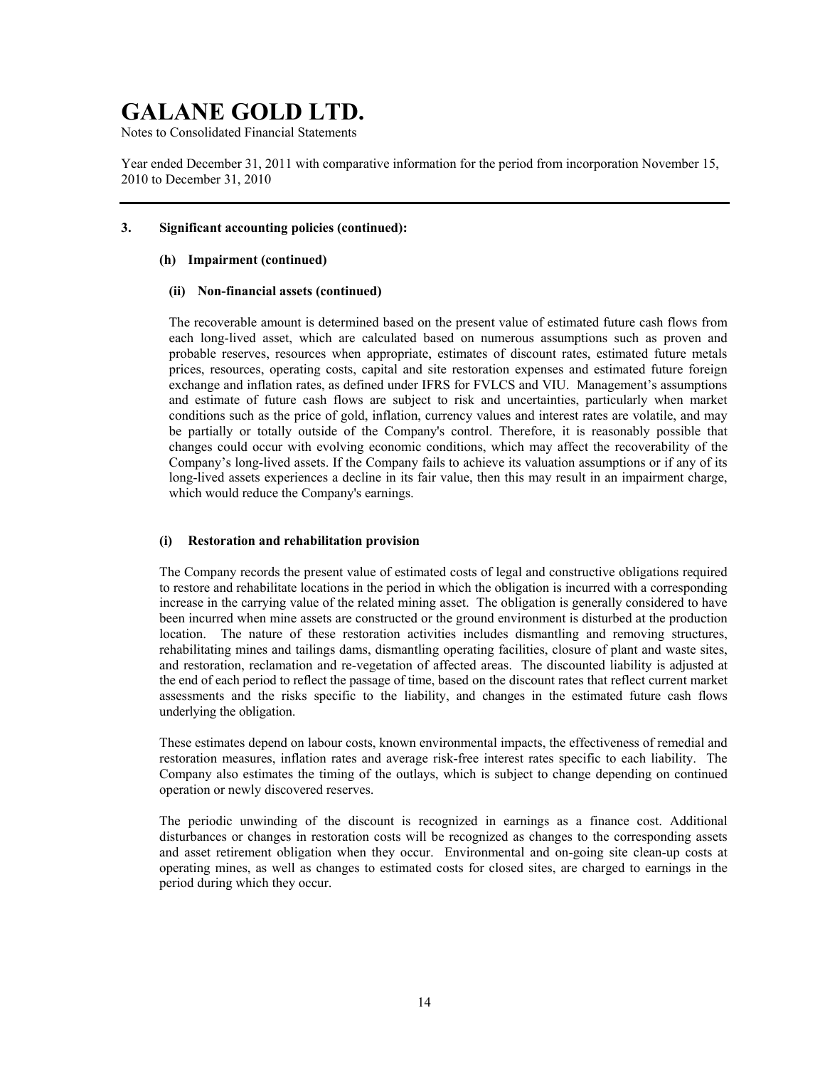# GALANE GOLD LTD.

Notes to Consolidated Financial Statements

Year ended December 31, 2011 with comparative information for the period from incorporation November 15, 2010 to December 31, 2010

---

## 3. Significant accounting policies (continued):

### (h) Impairment (continued)

#### (ii) Non-financial assets (continued)

The recoverable amount is determined based on the present value of estimated future cash flows from each long-lived asset, which are calculated based on numerous assumptions such as proven and probable reserves, resources when appropriate, estimates of discount rates, estimated future metals prices, resources, operating costs, capital and site restoration expenses and estimated future foreign exchange and inflation rates, as defined under IFRS for FVLCS and VIU. Management's assumptions and estimate of future cash flows are subject to risk and uncertainties, particularly when market conditions such as the price of gold, inflation, currency values and interest rates are volatile, and may be partially or totally outside of the Company's control. Therefore, it is reasonably possible that changes could occur with evolving economic conditions, which may affect the recoverability of the Company's long-lived assets. If the Company fails to achieve its valuation assumptions or if any of its long-lived assets experiences a decline in its fair value, then this may result in an impairment charge, which would reduce the Company's earnings.

### (i) Restoration and rehabilitation provision

The Company records the present value of estimated costs of legal and constructive obligations required to restore and rehabilitate locations in the period in which the obligation is incurred with a corresponding increase in the carrying value of the related mining asset. The obligation is generally considered to have been incurred when mine assets are constructed or the ground environment is disturbed at the production location. The nature of these restoration activities includes dismantling and removing structures, rehabilitating mines and tailings dams, dismantling operating facilities, closure of plant and waste sites, and restoration, reclamation and re-vegetation of affected areas. The discounted liability is adjusted at the end of each period to reflect the passage of time, based on the discount rates that reflect current market assessments and the risks specific to the liability, and changes in the estimated future cash flows underlying the obligation.

These estimates depend on labour costs, known environmental impacts, the effectiveness of remedial and restoration measures, inflation rates and average risk-free interest rates specific to each liability. The Company also estimates the timing of the outlays, which is subject to change depending on continued operation or newly discovered reserves.

The periodic unwinding of the discount is recognized in earnings as a finance cost. Additional disturbances or changes in restoration costs will be recognized as changes to the corresponding assets and asset retirement obligation when they occur. Environmental and on-going site clean-up costs at operating mines, as well as changes to estimated costs for closed sites, are charged to earnings in the period during which they occur.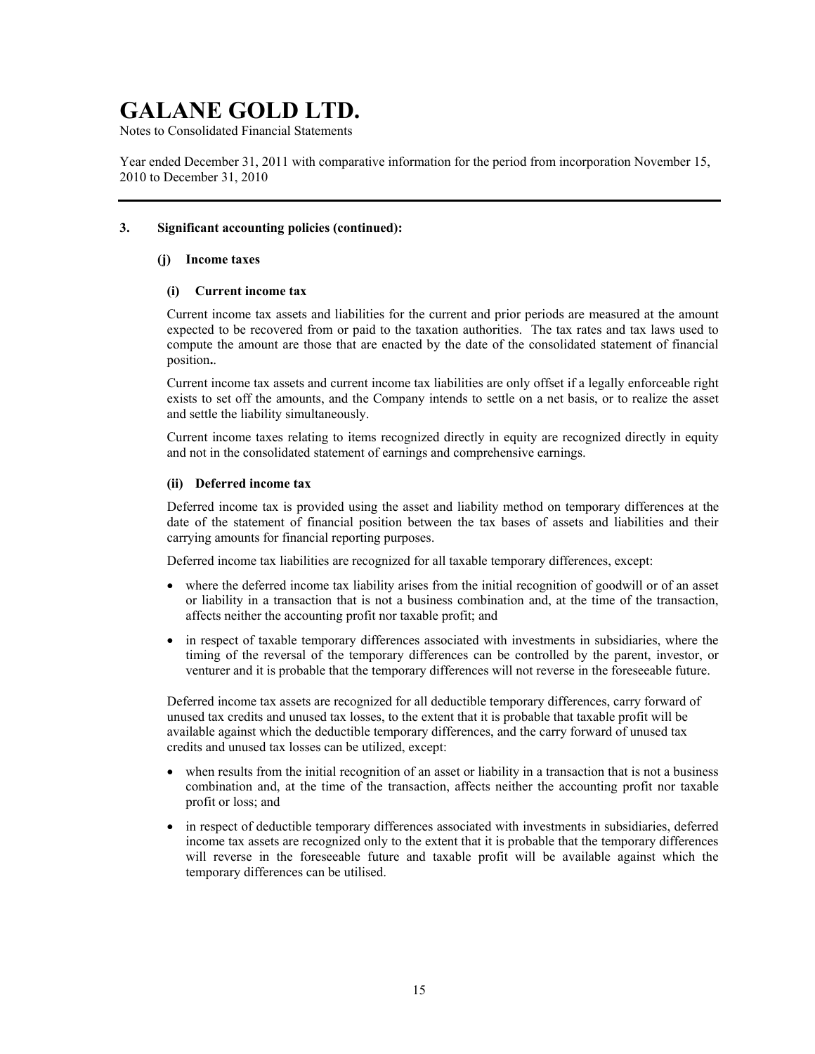# GALANE GOLD LTD.

Notes to Consolidated Financial Statements

Year ended December 31, 2011 with comparative information for the period from incorporation November 15, 2010 to December 31, 2010

---

## 3. Significant accounting policies (continued):

### (j) Income taxes

#### (i) Current income tax

Current income tax assets and liabilities for the current and prior periods are measured at the amount expected to be recovered from or paid to the taxation authorities. The tax rates and tax laws used to compute the amount are those that are enacted by the date of the consolidated statement of financial position..

Current income tax assets and current income tax liabilities are only offset if a legally enforceable right exists to set off the amounts, and the Company intends to settle on a net basis, or to realize the asset and settle the liability simultaneously.

Current income taxes relating to items recognized directly in equity are recognized directly in equity and not in the consolidated statement of earnings and comprehensive earnings.

#### (ii) Deferred income tax

Deferred income tax is provided using the asset and liability method on temporary differences at the date of the statement of financial position between the tax bases of assets and liabilities and their carrying amounts for financial reporting purposes.

Deferred income tax liabilities are recognized for all taxable temporary differences, except:

- where the deferred income tax liability arises from the initial recognition of goodwill or of an asset or liability in a transaction that is not a business combination and, at the time of the transaction, affects neither the accounting profit nor taxable profit; and
- in respect of taxable temporary differences associated with investments in subsidiaries, where the timing of the reversal of the temporary differences can be controlled by the parent, investor, or venturer and it is probable that the temporary differences will not reverse in the foreseeable future.

Deferred income tax assets are recognized for all deductible temporary differences, carry forward of unused tax credits and unused tax losses, to the extent that it is probable that taxable profit will be available against which the deductible temporary differences, and the carry forward of unused tax credits and unused tax losses can be utilized, except:

- when results from the initial recognition of an asset or liability in a transaction that is not a business combination and, at the time of the transaction, affects neither the accounting profit nor taxable profit or loss; and
- in respect of deductible temporary differences associated with investments in subsidiaries, deferred income tax assets are recognized only to the extent that it is probable that the temporary differences will reverse in the foreseeable future and taxable profit will be available against which the temporary differences can be utilised.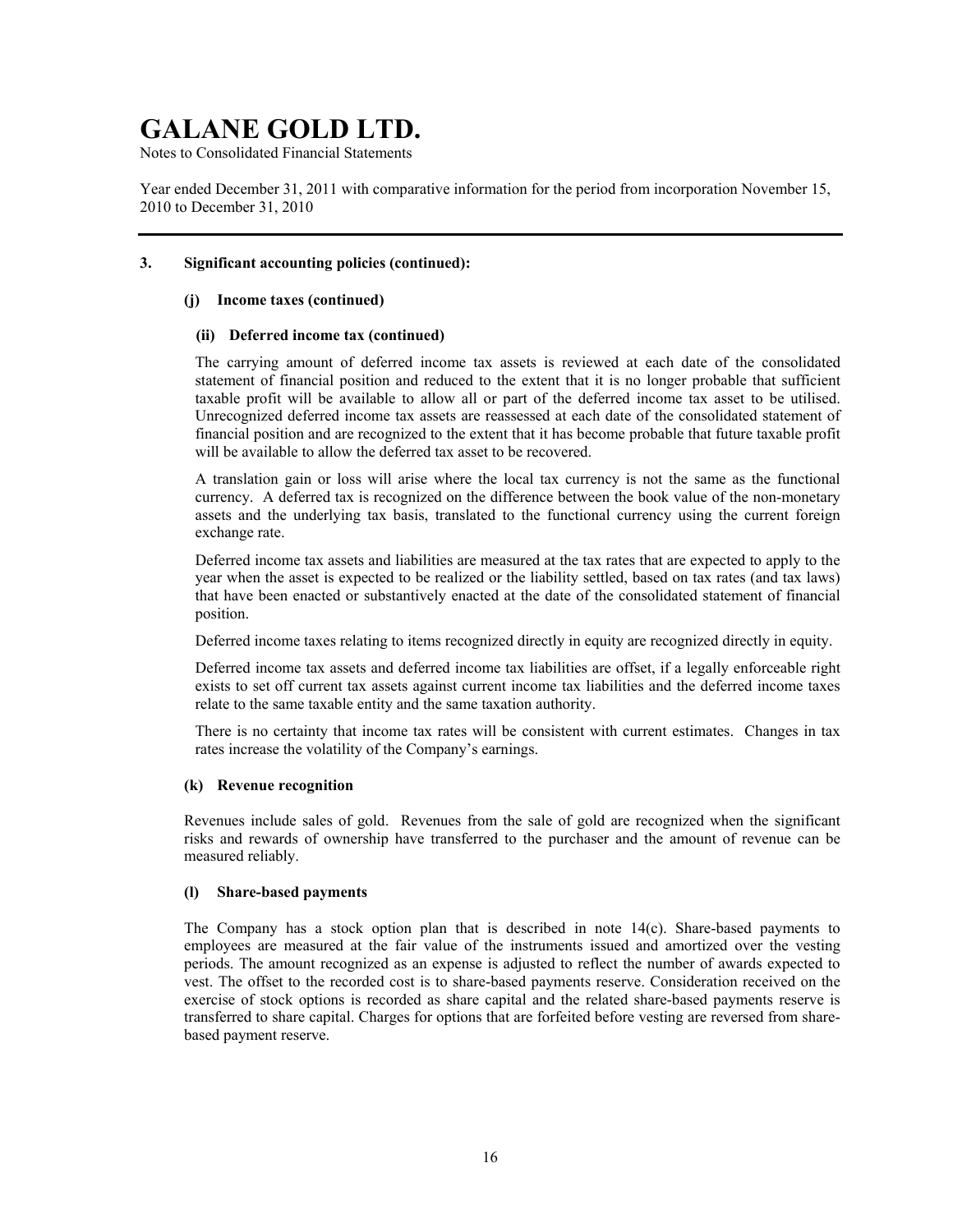### 3. Significant accounting policies (continued):

#### (j) Income taxes (continued)

##### (ii) Deferred income tax (continued)

The carrying amount of deferred income tax assets is reviewed at each date of the consolidated statement of financial position and reduced to the extent that it is no longer probable that sufficient taxable profit will be available to allow all or part of the deferred income tax asset to be utilised. Unrecognized deferred income tax assets are reassessed at each date of the consolidated statement of financial position and are recognized to the extent that it has become probable that future taxable profit will be available to allow the deferred tax asset to be recovered.

A translation gain or loss will arise where the local tax currency is not the same as the functional currency. A deferred tax is recognized on the difference between the book value of the non-monetary assets and the underlying tax basis, translated to the functional currency using the current foreign exchange rate.

Deferred income tax assets and liabilities are measured at the tax rates that are expected to apply to the year when the asset is expected to be realized or the liability settled, based on tax rates (and tax laws) that have been enacted or substantively enacted at the date of the consolidated statement of financial position.

Deferred income taxes relating to items recognized directly in equity are recognized directly in equity.

Deferred income tax assets and deferred income tax liabilities are offset, if a legally enforceable right exists to set off current tax assets against current income tax liabilities and the deferred income taxes relate to the same taxable entity and the same taxation authority.

There is no certainty that income tax rates will be consistent with current estimates. Changes in tax rates increase the volatility of the Company's earnings.

#### (k) Revenue recognition

Revenues include sales of gold. Revenues from the sale of gold are recognized when the significant risks and rewards of ownership have transferred to the purchaser and the amount of revenue can be measured reliably.

#### (l) Share-based payments

The Company has a stock option plan that is described in note 14(c). Share-based payments to employees are measured at the fair value of the instruments issued and amortized over the vesting periods. The amount recognized as an expense is adjusted to reflect the number of awards expected to vest. The offset to the recorded cost is to share-based payments reserve. Consideration received on the exercise of stock options is recorded as share capital and the related share-based payments reserve is transferred to share capital. Charges for options that are forfeited before vesting are reversed from share-based payment reserve.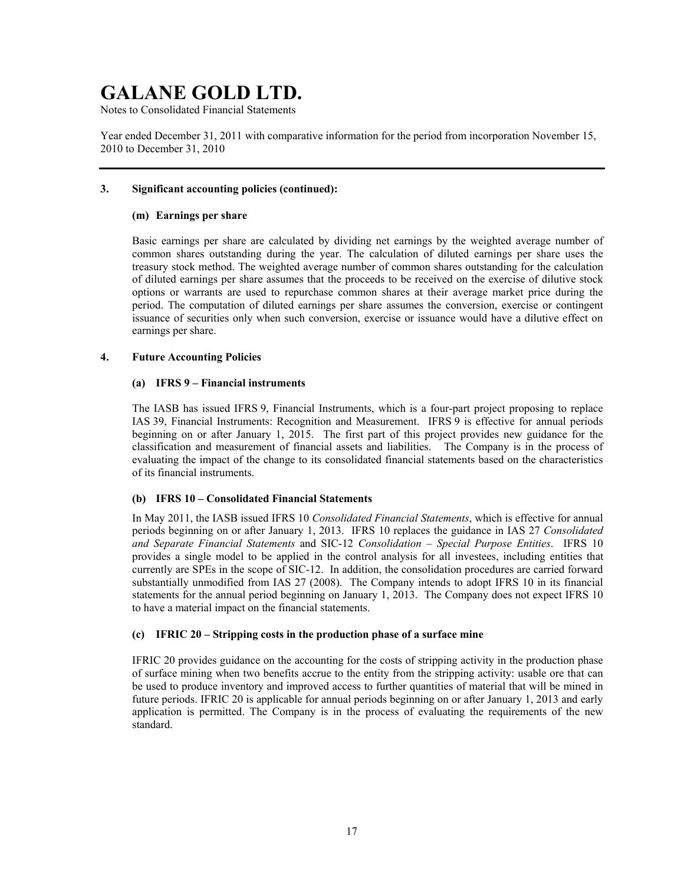### 3. Significant accounting policies (continued):

#### (m) Earnings per share

Basic earnings per share are calculated by dividing net earnings by the weighted average number of common shares outstanding during the year. The calculation of diluted earnings per share uses the treasury stock method. The weighted average number of common shares outstanding for the calculation of diluted earnings per share assumes that the proceeds to be received on the exercise of dilutive stock options or warrants are used to repurchase common shares at their average market price during the period. The computation of diluted earnings per share assumes the conversion, exercise or contingent issuance of securities only when such conversion, exercise or issuance would have a dilutive effect on earnings per share.

### 4. Future Accounting Policies

#### (a) IFRS 9 – Financial instruments

The IASB has issued IFRS 9, Financial Instruments, which is a four-part project proposing to replace IAS 39, Financial Instruments: Recognition and Measurement. IFRS 9 is effective for annual periods beginning on or after January 1, 2015. The first part of this project provides new guidance for the classification and measurement of financial assets and liabilities. The Company is in the process of evaluating the impact of the change to its consolidated financial statements based on the characteristics of its financial instruments.

#### (b) IFRS 10 – Consolidated Financial Statements

In May 2011, the IASB issued IFRS 10 *Consolidated Financial Statements*, which is effective for annual periods beginning on or after January 1, 2013. IFRS 10 replaces the guidance in IAS 27 *Consolidated and Separate Financial Statements* and SIC-12 *Consolidation – Special Purpose Entities*. IFRS 10 provides a single model to be applied in the control analysis for all investees, including entities that currently are SPEs in the scope of SIC-12. In addition, the consolidation procedures are carried forward substantially unmodified from IAS 27 (2008). The Company intends to adopt IFRS 10 in its financial statements for the annual period beginning on January 1, 2013. The Company does not expect IFRS 10 to have a material impact on the financial statements.

#### (c) IFRIC 20 – Stripping costs in the production phase of a surface mine

IFRIC 20 provides guidance on the accounting for the costs of stripping activity in the production phase of surface mining when two benefits accrue to the entity from the stripping activity: usable ore that can be used to produce inventory and improved access to further quantities of material that will be mined in future periods. IFRIC 20 is applicable for annual periods beginning on or after January 1, 2013 and early application is permitted. The Company is in the process of evaluating the requirements of the new standard.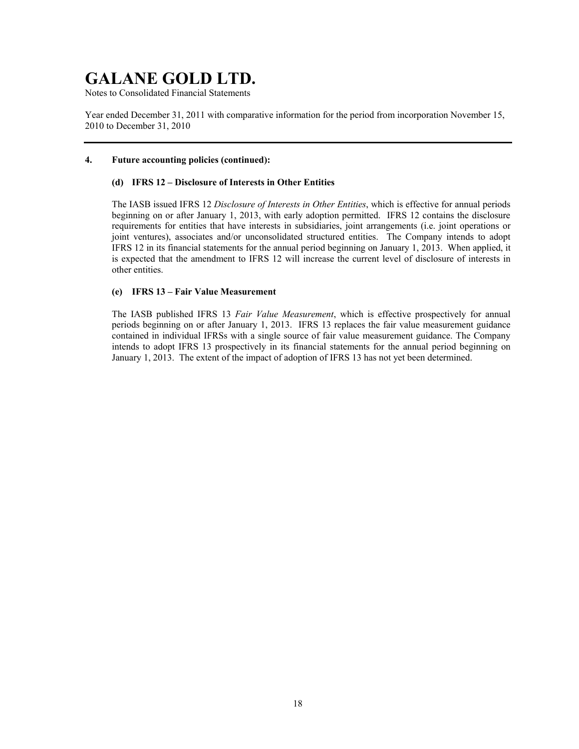## 4. Future accounting policies (continued):

### (d) IFRS 12 – Disclosure of Interests in Other Entities

The IASB issued IFRS 12 *Disclosure of Interests in Other Entities*, which is effective for annual periods beginning on or after January 1, 2013, with early adoption permitted. IFRS 12 contains the disclosure requirements for entities that have interests in subsidiaries, joint arrangements (i.e. joint operations or joint ventures), associates and/or unconsolidated structured entities. The Company intends to adopt IFRS 12 in its financial statements for the annual period beginning on January 1, 2013. When applied, it is expected that the amendment to IFRS 12 will increase the current level of disclosure of interests in other entities.

### (e) IFRS 13 – Fair Value Measurement

The IASB published IFRS 13 *Fair Value Measurement*, which is effective prospectively for annual periods beginning on or after January 1, 2013. IFRS 13 replaces the fair value measurement guidance contained in individual IFRSs with a single source of fair value measurement guidance. The Company intends to adopt IFRS 13 prospectively in its financial statements for the annual period beginning on January 1, 2013. The extent of the impact of adoption of IFRS 13 has not yet been determined.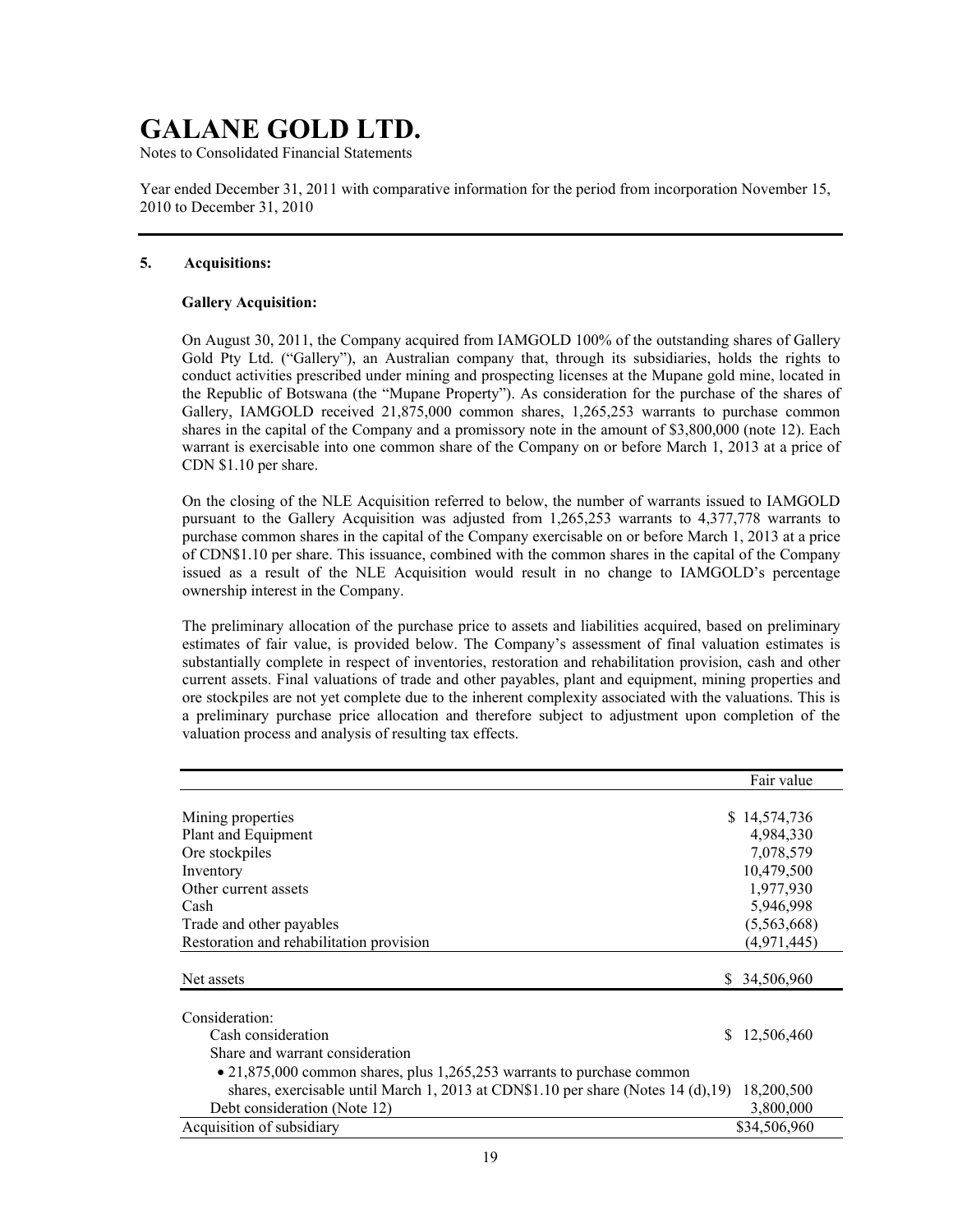# GALANE GOLD LTD.

Notes to Consolidated Financial Statements

Year ended December 31, 2011 with comparative information for the period from incorporation November 15, 2010 to December 31, 2010

## 5. Acquisitions:

### Gallery Acquisition:

On August 30, 2011, the Company acquired from IAMGOLD 100% of the outstanding shares of Gallery Gold Pty Ltd. ("Gallery"), an Australian company that, through its subsidiaries, holds the rights to conduct activities prescribed under mining and prospecting licenses at the Mupane gold mine, located in the Republic of Botswana (the "Mupane Property"). As consideration for the purchase of the shares of Gallery, IAMGOLD received 21,875,000 common shares, 1,265,253 warrants to purchase common shares in the capital of the Company and a promissory note in the amount of $3,800,000 (note 12). Each warrant is exercisable into one common share of the Company on or before March 1, 2013 at a price of CDN $1.10 per share.

On the closing of the NLE Acquisition referred to below, the number of warrants issued to IAMGOLD pursuant to the Gallery Acquisition was adjusted from 1,265,253 warrants to 4,377,778 warrants to purchase common shares in the capital of the Company exercisable on or before March 1, 2013 at a price of CDN$1.10 per share. This issuance, combined with the common shares in the capital of the Company issued as a result of the NLE Acquisition would result in no change to IAMGOLD's percentage ownership interest in the Company.

The preliminary allocation of the purchase price to assets and liabilities acquired, based on preliminary estimates of fair value, is provided below. The Company's assessment of final valuation estimates is substantially complete in respect of inventories, restoration and rehabilitation provision, cash and other current assets. Final valuations of trade and other payables, plant and equipment, mining properties and ore stockpiles are not yet complete due to the inherent complexity associated with the valuations. This is a preliminary purchase price allocation and therefore subject to adjustment upon completion of the valuation process and analysis of resulting tax effects.

| | Fair value |
|---|---|
| Mining properties | $ 14,574,736 |
| Plant and Equipment | 4,984,330 |
| Ore stockpiles | 7,078,579 |
| Inventory | 10,479,500 |
| Other current assets | 1,977,930 |
| Cash | 5,946,998 |
| Trade and other payables | (5,563,668) |
| Restoration and rehabilitation provision | (4,971,445) |
| Net assets | $ 34,506,960 |
| Consideration: | |
| Cash consideration | $ 12,506,460 |
| Share and warrant consideration | |
| • 21,875,000 common shares, plus 1,265,253 warrants to purchase common shares, exercisable until March 1, 2013 at CDN$1.10 per share (Notes 14 (d),19) | 18,200,500 |
| Debt consideration (Note 12) | 3,800,000 |
| Acquisition of subsidiary | $34,506,960 |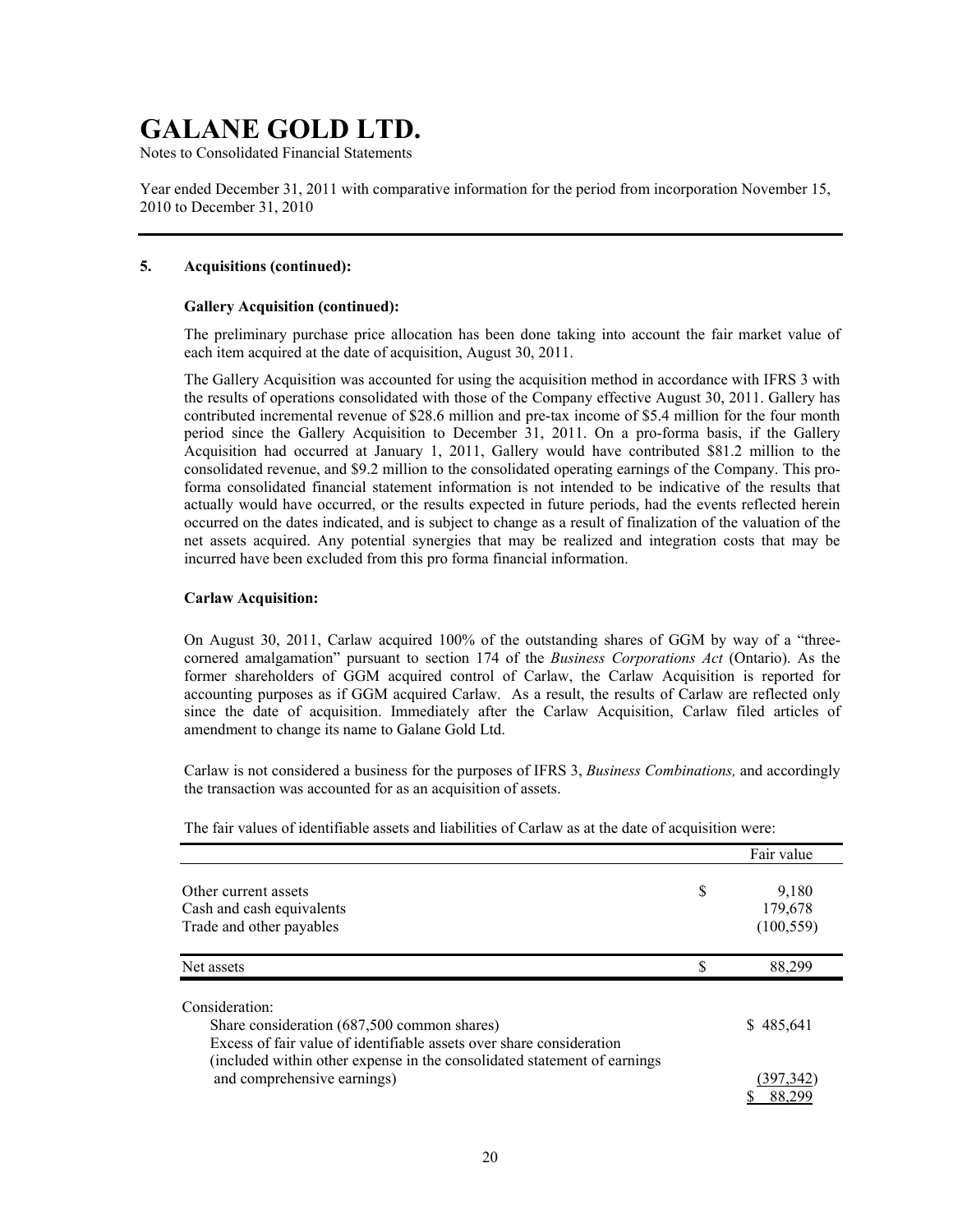## 5. Acquisitions (continued):

### Gallery Acquisition (continued):

The preliminary purchase price allocation has been done taking into account the fair market value of each item acquired at the date of acquisition, August 30, 2011.

The Gallery Acquisition was accounted for using the acquisition method in accordance with IFRS 3 with the results of operations consolidated with those of the Company effective August 30, 2011. Gallery has contributed incremental revenue of $28.6 million and pre-tax income of $5.4 million for the four month period since the Gallery Acquisition to December 31, 2011. On a pro-forma basis, if the Gallery Acquisition had occurred at January 1, 2011, Gallery would have contributed $81.2 million to the consolidated revenue, and $9.2 million to the consolidated operating earnings of the Company. This pro-forma consolidated financial statement information is not intended to be indicative of the results that actually would have occurred, or the results expected in future periods, had the events reflected herein occurred on the dates indicated, and is subject to change as a result of finalization of the valuation of the net assets acquired. Any potential synergies that may be realized and integration costs that may be incurred have been excluded from this pro forma financial information.

### Carlaw Acquisition:

On August 30, 2011, Carlaw acquired 100% of the outstanding shares of GGM by way of a "three-cornered amalgamation" pursuant to section 174 of the *Business Corporations Act* (Ontario). As the former shareholders of GGM acquired control of Carlaw, the Carlaw Acquisition is reported for accounting purposes as if GGM acquired Carlaw. As a result, the results of Carlaw are reflected only since the date of acquisition. Immediately after the Carlaw Acquisition, Carlaw filed articles of amendment to change its name to Galane Gold Ltd.

Carlaw is not considered a business for the purposes of IFRS 3, *Business Combinations,* and accordingly the transaction was accounted for as an acquisition of assets.

The fair values of identifiable assets and liabilities of Carlaw as at the date of acquisition were:

| | Fair value |
|---|---|
| Other current assets | $ 9,180 |
| Cash and cash equivalents | 179,678 |
| Trade and other payables | (100,559) |
| Net assets | $ 88,299 |

| Consideration: | |
|---|---|
| Share consideration (687,500 common shares) | $ 485,641 |
| Excess of fair value of identifiable assets over share consideration (included within other expense in the consolidated statement of earnings and comprehensive earnings) | (397,342) |
| | $ 88,299 |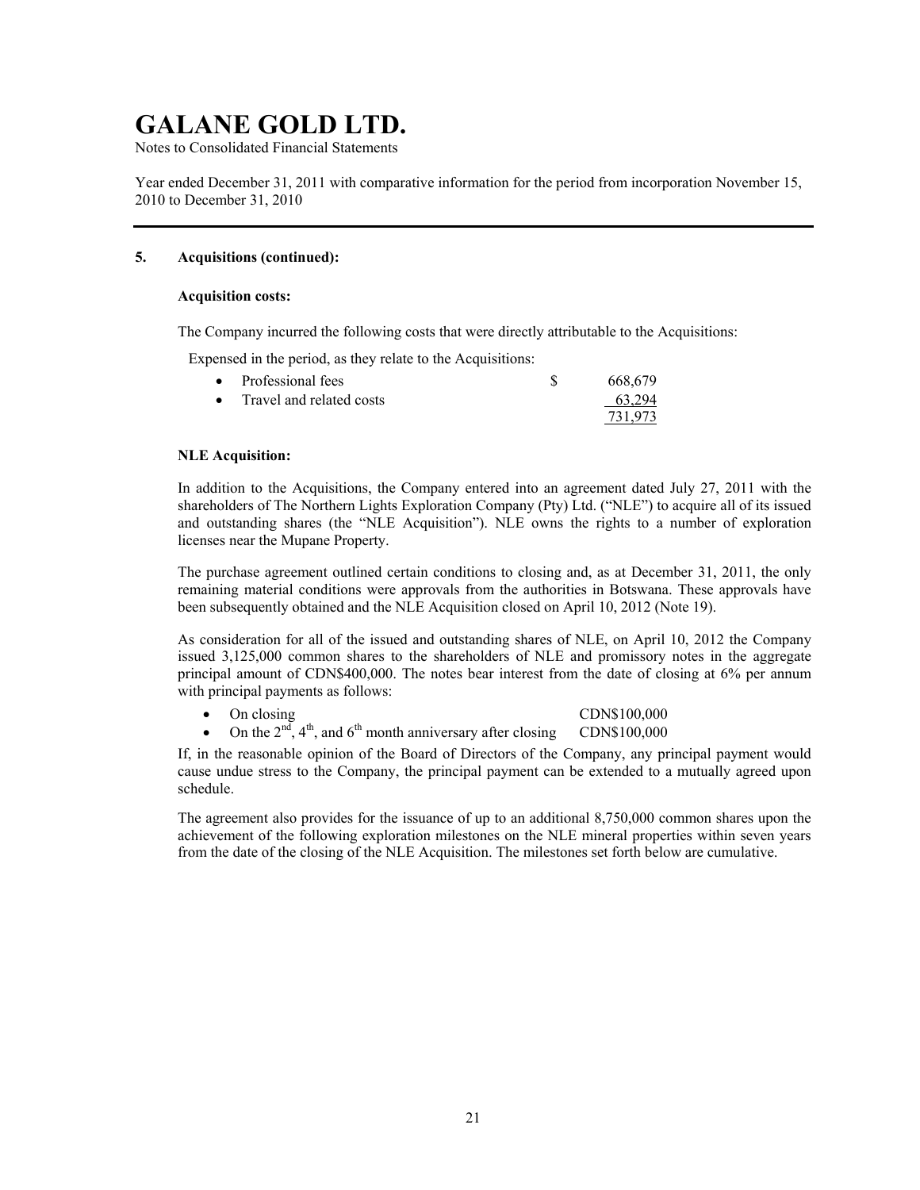# GALANE GOLD LTD.

Notes to Consolidated Financial Statements

Year ended December 31, 2011 with comparative information for the period from incorporation November 15, 2010 to December 31, 2010

## 5. Acquisitions (continued):

**Acquisition costs:**

The Company incurred the following costs that were directly attributable to the Acquisitions:

Expensed in the period, as they relate to the Acquisitions:

| | | |
|---|---|---|
| • Professional fees | $ | 668,679 |
| • Travel and related costs | | 63,294 |
| | | 731,973 |

**NLE Acquisition:**

In addition to the Acquisitions, the Company entered into an agreement dated July 27, 2011 with the shareholders of The Northern Lights Exploration Company (Pty) Ltd. ("NLE") to acquire all of its issued and outstanding shares (the "NLE Acquisition"). NLE owns the rights to a number of exploration licenses near the Mupane Property.

The purchase agreement outlined certain conditions to closing and, as at December 31, 2011, the only remaining material conditions were approvals from the authorities in Botswana. These approvals have been subsequently obtained and the NLE Acquisition closed on April 10, 2012 (Note 19).

As consideration for all of the issued and outstanding shares of NLE, on April 10, 2012 the Company issued 3,125,000 common shares to the shareholders of NLE and promissory notes in the aggregate principal amount of CDN$400,000. The notes bear interest from the date of closing at 6% per annum with principal payments as follows:

- On closing CDN$100,000
- On the 2nd, 4th, and 6th month anniversary after closing CDN$100,000

If, in the reasonable opinion of the Board of Directors of the Company, any principal payment would cause undue stress to the Company, the principal payment can be extended to a mutually agreed upon schedule.

The agreement also provides for the issuance of up to an additional 8,750,000 common shares upon the achievement of the following exploration milestones on the NLE mineral properties within seven years from the date of the closing of the NLE Acquisition. The milestones set forth below are cumulative.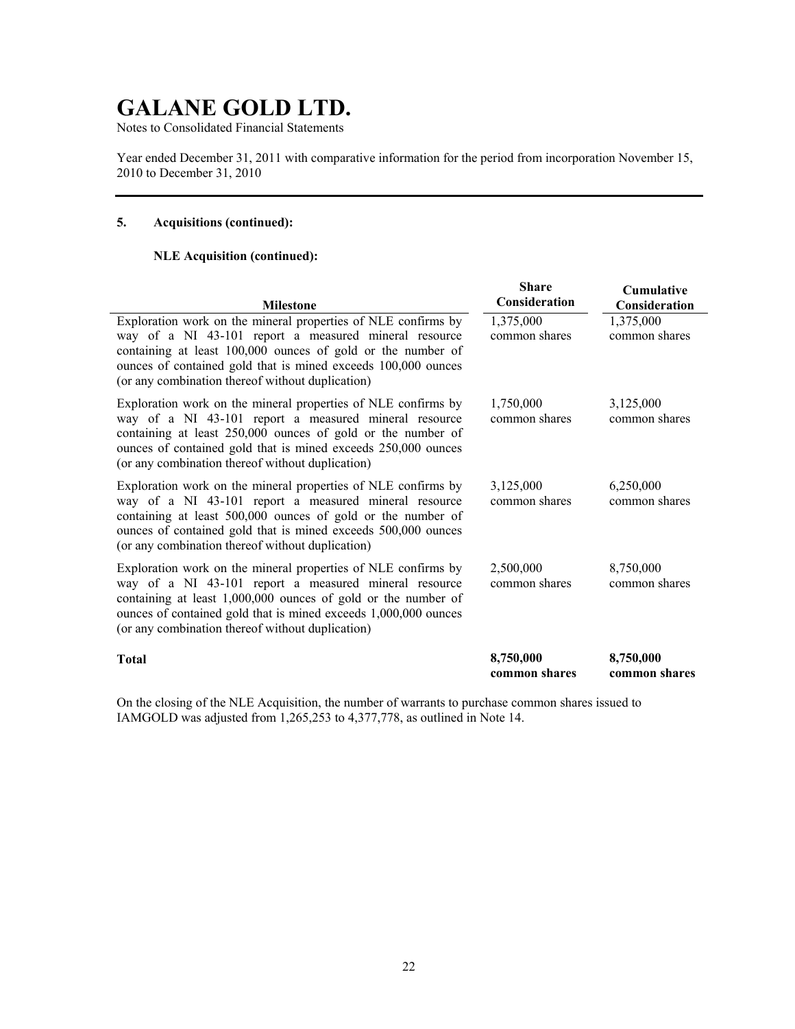# GALANE GOLD LTD.

Notes to Consolidated Financial Statements

Year ended December 31, 2011 with comparative information for the period from incorporation November 15, 2010 to December 31, 2010

## 5. Acquisitions (continued):

### NLE Acquisition (continued):

| Milestone | Share Consideration | Cumulative Consideration |
|---|---|---|
| Exploration work on the mineral properties of NLE confirms by way of a NI 43-101 report a measured mineral resource containing at least 100,000 ounces of gold or the number of ounces of contained gold that is mined exceeds 100,000 ounces (or any combination thereof without duplication) | 1,375,000 common shares | 1,375,000 common shares |
| Exploration work on the mineral properties of NLE confirms by way of a NI 43-101 report a measured mineral resource containing at least 250,000 ounces of gold or the number of ounces of contained gold that is mined exceeds 250,000 ounces (or any combination thereof without duplication) | 1,750,000 common shares | 3,125,000 common shares |
| Exploration work on the mineral properties of NLE confirms by way of a NI 43-101 report a measured mineral resource containing at least 500,000 ounces of gold or the number of ounces of contained gold that is mined exceeds 500,000 ounces (or any combination thereof without duplication) | 3,125,000 common shares | 6,250,000 common shares |
| Exploration work on the mineral properties of NLE confirms by way of a NI 43-101 report a measured mineral resource containing at least 1,000,000 ounces of gold or the number of ounces of contained gold that is mined exceeds 1,000,000 ounces (or any combination thereof without duplication) | 2,500,000 common shares | 8,750,000 common shares |
| **Total** | **8,750,000 common shares** | **8,750,000 common shares** |

On the closing of the NLE Acquisition, the number of warrants to purchase common shares issued to IAMGOLD was adjusted from 1,265,253 to 4,377,778, as outlined in Note 14.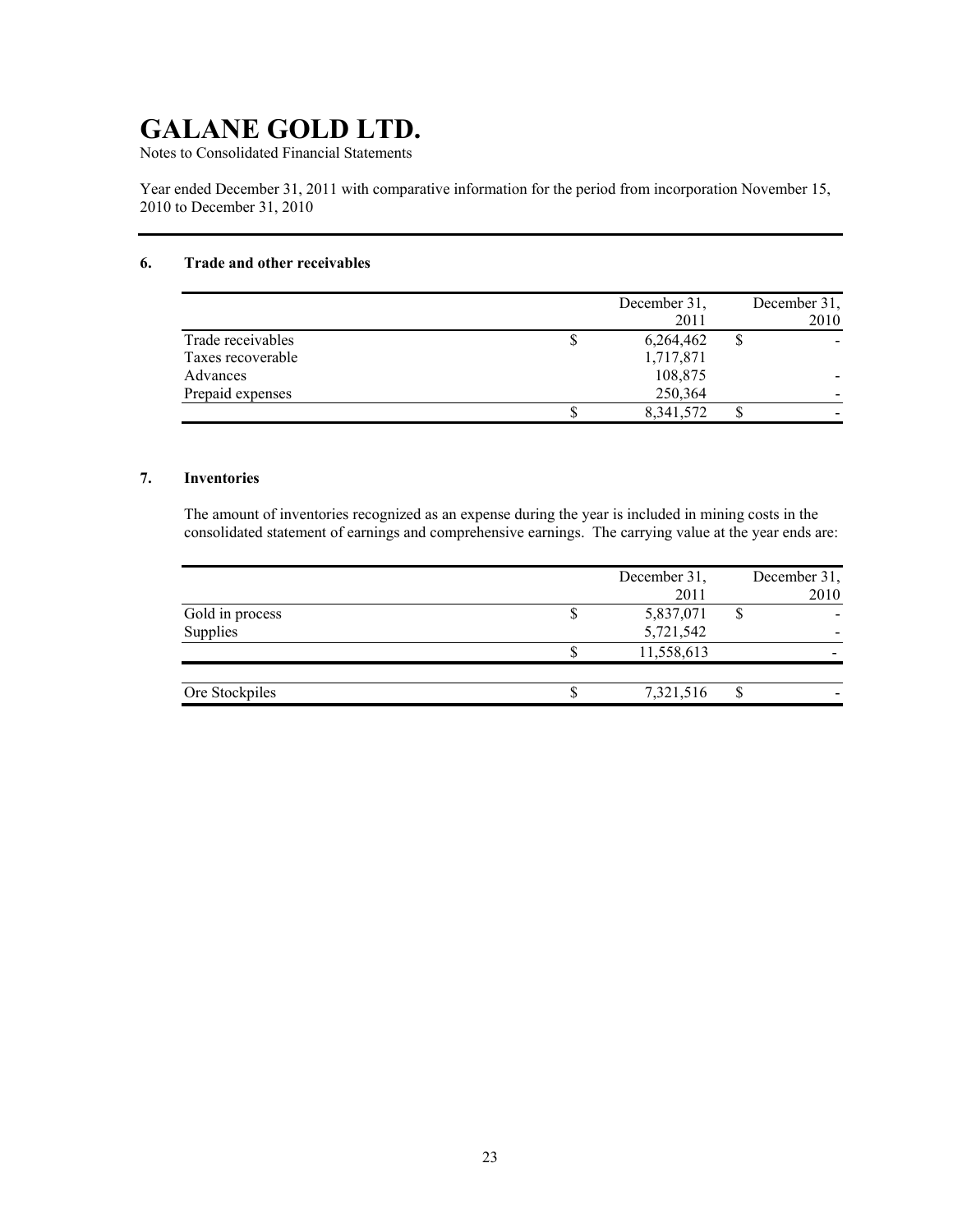# GALANE GOLD LTD.

Notes to Consolidated Financial Statements

Year ended December 31, 2011 with comparative information for the period from incorporation November 15, 2010 to December 31, 2010

## 6. Trade and other receivables

| | | December 31, 2011 | | December 31, 2010 |
|---|---|---|---|---|
| Trade receivables | $ | 6,264,462 | $ | - |
| Taxes recoverable | | 1,717,871 | | |
| Advances | | 108,875 | | - |
| Prepaid expenses | | 250,364 | | - |
| | $ | 8,341,572 | $ | - |

## 7. Inventories

The amount of inventories recognized as an expense during the year is included in mining costs in the consolidated statement of earnings and comprehensive earnings. The carrying value at the year ends are:

| | | December 31, 2011 | | December 31, 2010 |
|---|---|---|---|---|
| Gold in process | $ | 5,837,071 | $ | - |
| Supplies | | 5,721,542 | | - |
| | $ | 11,558,613 | | - |
| | | | | |
| Ore Stockpiles | $ | 7,321,516 | $ | - |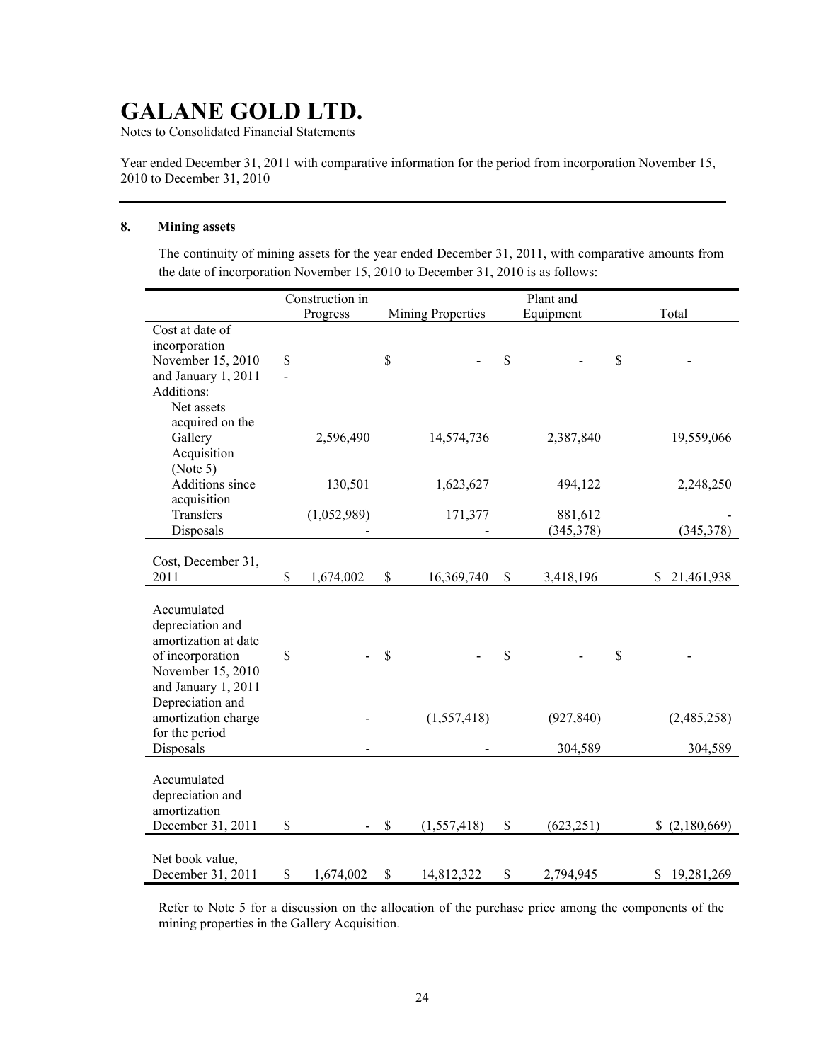# GALANE GOLD LTD.

Notes to Consolidated Financial Statements

Year ended December 31, 2011 with comparative information for the period from incorporation November 15, 2010 to December 31, 2010

## 8. Mining assets

The continuity of mining assets for the year ended December 31, 2011, with comparative amounts from the date of incorporation November 15, 2010 to December 31, 2010 is as follows:

| | Construction in Progress | Mining Properties | Plant and Equipment | Total |
|---|---|---|---|---|
| Cost at date of incorporation November 15, 2010 and January 1, 2011 | $ - | $ - | $ - | $ - |
| Additions: | | | | |
| Net assets acquired on the Gallery Acquisition (Note 5) | 2,596,490 | 14,574,736 | 2,387,840 | 19,559,066 |
| Additions since acquisition | 130,501 | 1,623,627 | 494,122 | 2,248,250 |
| Transfers | (1,052,989) | 171,377 | 881,612 | - |
| Disposals | - | - | (345,378) | (345,378) |
| Cost, December 31, 2011 | $ 1,674,002 | $ 16,369,740 | $ 3,418,196 | $ 21,461,938 |
| Accumulated depreciation and amortization at date of incorporation November 15, 2010 and January 1, 2011 | $ - | $ - | $ - | $ - |
| Depreciation and amortization charge for the period | - | (1,557,418) | (927,840) | (2,485,258) |
| Disposals | - | - | 304,589 | 304,589 |
| Accumulated depreciation and amortization December 31, 2011 | $ - | $ (1,557,418) | $ (623,251) | $ (2,180,669) |
| Net book value, December 31, 2011 | $ 1,674,002 | $ 14,812,322 | $ 2,794,945 | $ 19,281,269 |

Refer to Note 5 for a discussion on the allocation of the purchase price among the components of the mining properties in the Gallery Acquisition.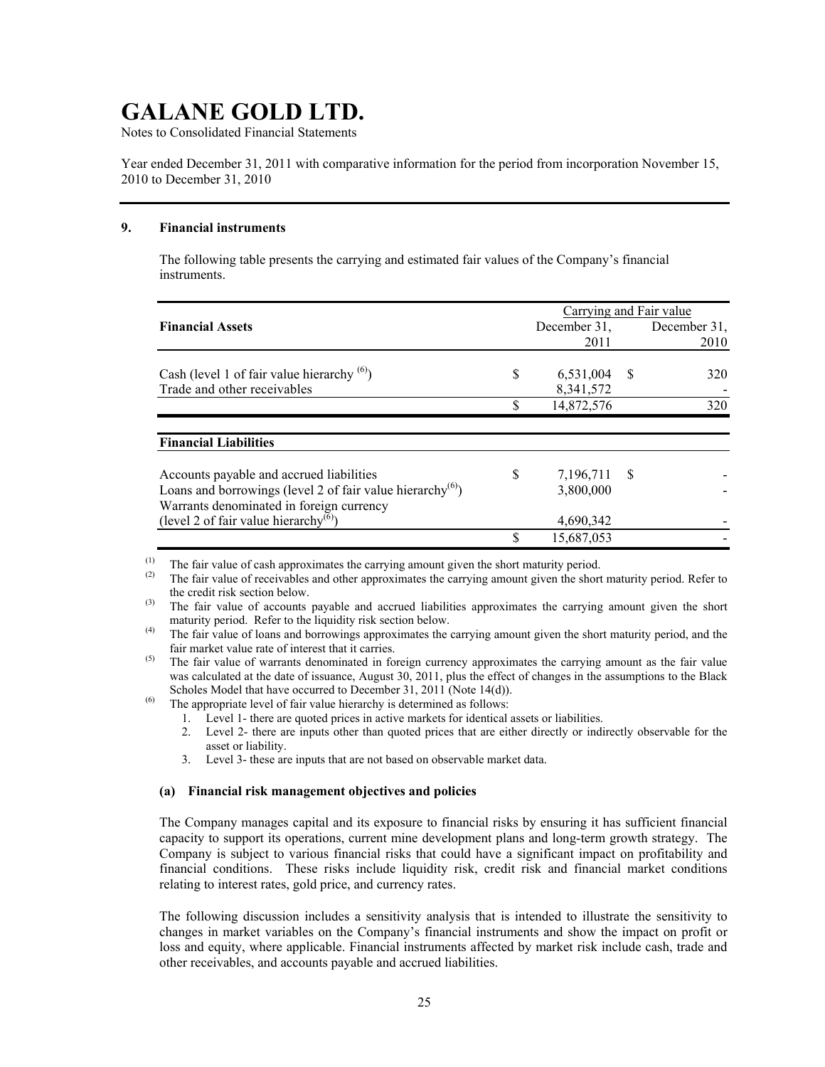# GALANE GOLD LTD.

Notes to Consolidated Financial Statements

Year ended December 31, 2011 with comparative information for the period from incorporation November 15, 2010 to December 31, 2010

## 9. Financial instruments

The following table presents the carrying and estimated fair values of the Company's financial instruments.

| | Carrying and Fair value | |
|---|---|---|
| **Financial Assets** | December 31, 2011 | December 31, 2010 |
| Cash (level 1 of fair value hierarchy [6]) | $ 6,531,004 | $ 320 |
| Trade and other receivables | 8,341,572 | - |
| | $ 14,872,576 | 320 |
| **Financial Liabilities** | | |
| Accounts payable and accrued liabilities | $ 7,196,711 | $ - |
| Loans and borrowings (level 2 of fair value hierarchy[6]) | 3,800,000 | - |
| Warrants denominated in foreign currency (level 2 of fair value hierarchy[6]) | 4,690,342 | - |
| | $ 15,687,053 | - |

(1) The fair value of cash approximates the carrying amount given the short maturity period.

(2) The fair value of receivables and other approximates the carrying amount given the short maturity period. Refer to the credit risk section below.

(3) The fair value of accounts payable and accrued liabilities approximates the carrying amount given the short maturity period. Refer to the liquidity risk section below.

(4) The fair value of loans and borrowings approximates the carrying amount given the short maturity period, and the fair market value rate of interest that it carries.

(5) The fair value of warrants denominated in foreign currency approximates the carrying amount as the fair value was calculated at the date of issuance, August 30, 2011, plus the effect of changes in the assumptions to the Black Scholes Model that have occurred to December 31, 2011 (Note 14(d)).

(6) The appropriate level of fair value hierarchy is determined as follows:

1. Level 1- there are quoted prices in active markets for identical assets or liabilities.
2. Level 2- there are inputs other than quoted prices that are either directly or indirectly observable for the asset or liability.
3. Level 3- these are inputs that are not based on observable market data.

### (a) Financial risk management objectives and policies

The Company manages capital and its exposure to financial risks by ensuring it has sufficient financial capacity to support its operations, current mine development plans and long-term growth strategy. The Company is subject to various financial risks that could have a significant impact on profitability and financial conditions. These risks include liquidity risk, credit risk and financial market conditions relating to interest rates, gold price, and currency rates.

The following discussion includes a sensitivity analysis that is intended to illustrate the sensitivity to changes in market variables on the Company's financial instruments and show the impact on profit or loss and equity, where applicable. Financial instruments affected by market risk include cash, trade and other receivables, and accounts payable and accrued liabilities.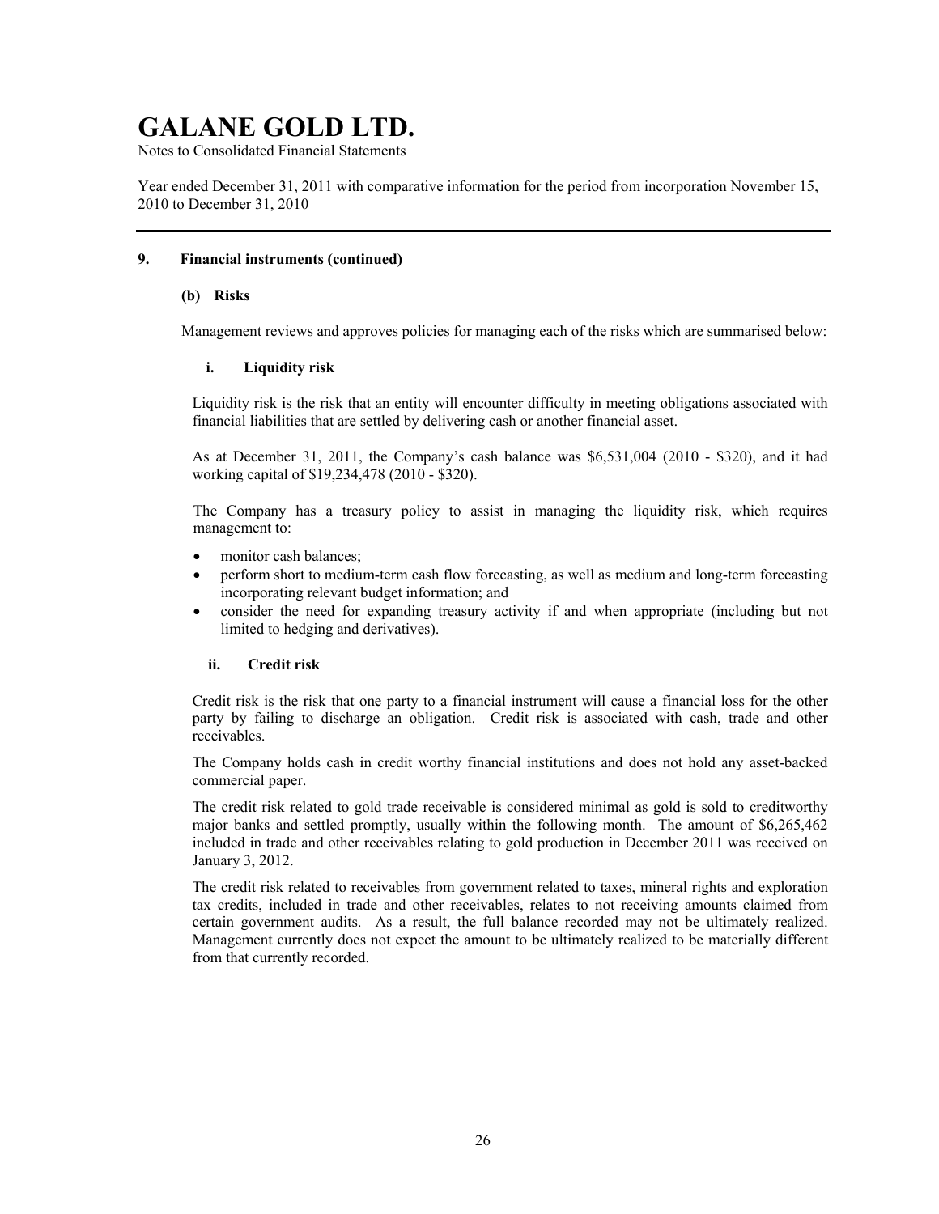# GALANE GOLD LTD.

Notes to Consolidated Financial Statements

Year ended December 31, 2011 with comparative information for the period from incorporation November 15, 2010 to December 31, 2010

## 9. Financial instruments (continued)

### (b) Risks

Management reviews and approves policies for managing each of the risks which are summarised below:

#### i. Liquidity risk

Liquidity risk is the risk that an entity will encounter difficulty in meeting obligations associated with financial liabilities that are settled by delivering cash or another financial asset.

As at December 31, 2011, the Company's cash balance was $6,531,004 (2010 - $320), and it had working capital of $19,234,478 (2010 - $320).

The Company has a treasury policy to assist in managing the liquidity risk, which requires management to:

- monitor cash balances;
- perform short to medium-term cash flow forecasting, as well as medium and long-term forecasting incorporating relevant budget information; and
- consider the need for expanding treasury activity if and when appropriate (including but not limited to hedging and derivatives).

#### ii. Credit risk

Credit risk is the risk that one party to a financial instrument will cause a financial loss for the other party by failing to discharge an obligation. Credit risk is associated with cash, trade and other receivables.

The Company holds cash in credit worthy financial institutions and does not hold any asset-backed commercial paper.

The credit risk related to gold trade receivable is considered minimal as gold is sold to creditworthy major banks and settled promptly, usually within the following month. The amount of $6,265,462 included in trade and other receivables relating to gold production in December 2011 was received on January 3, 2012.

The credit risk related to receivables from government related to taxes, mineral rights and exploration tax credits, included in trade and other receivables, relates to not receiving amounts claimed from certain government audits. As a result, the full balance recorded may not be ultimately realized. Management currently does not expect the amount to be ultimately realized to be materially different from that currently recorded.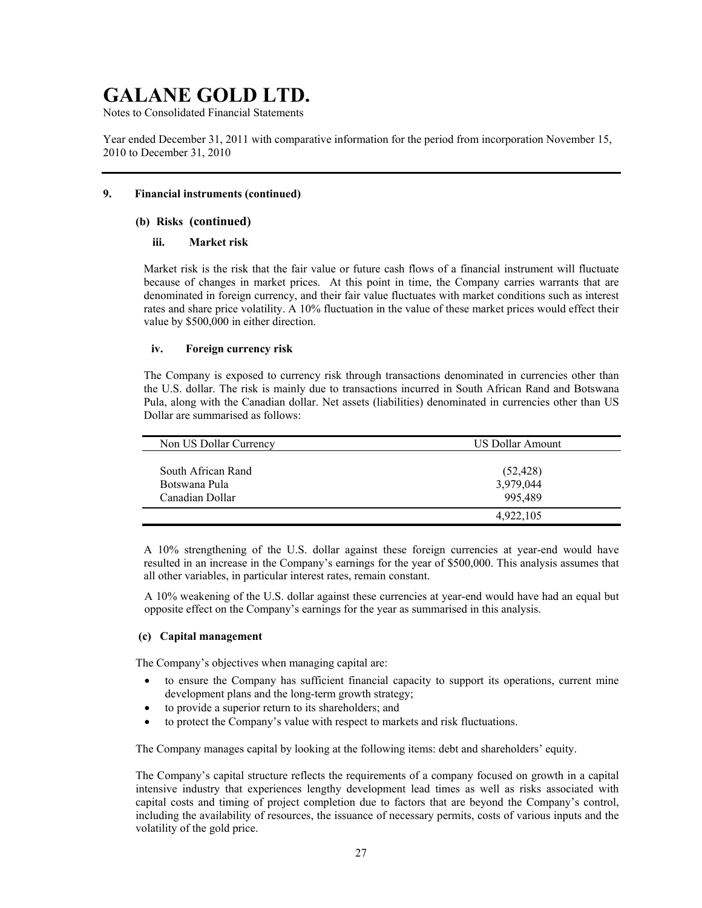# GALANE GOLD LTD.

Notes to Consolidated Financial Statements

Year ended December 31, 2011 with comparative information for the period from incorporation November 15, 2010 to December 31, 2010

## 9. Financial instruments (continued)

### (b) Risks (continued)

#### iii. Market risk

Market risk is the risk that the fair value or future cash flows of a financial instrument will fluctuate because of changes in market prices. At this point in time, the Company carries warrants that are denominated in foreign currency, and their fair value fluctuates with market conditions such as interest rates and share price volatility. A 10% fluctuation in the value of these market prices would effect their value by $500,000 in either direction.

#### iv. Foreign currency risk

The Company is exposed to currency risk through transactions denominated in currencies other than the U.S. dollar. The risk is mainly due to transactions incurred in South African Rand and Botswana Pula, along with the Canadian dollar. Net assets (liabilities) denominated in currencies other than US Dollar are summarised as follows:

| Non US Dollar Currency | US Dollar Amount |
|---|---|
| South African Rand | (52,428) |
| Botswana Pula | 3,979,044 |
| Canadian Dollar | 995,489 |
| | 4,922,105 |

A 10% strengthening of the U.S. dollar against these foreign currencies at year-end would have resulted in an increase in the Company's earnings for the year of $500,000. This analysis assumes that all other variables, in particular interest rates, remain constant.

A 10% weakening of the U.S. dollar against these currencies at year-end would have had an equal but opposite effect on the Company's earnings for the year as summarised in this analysis.

### (c) Capital management

The Company's objectives when managing capital are:

- to ensure the Company has sufficient financial capacity to support its operations, current mine development plans and the long-term growth strategy;
- to provide a superior return to its shareholders; and
- to protect the Company's value with respect to markets and risk fluctuations.

The Company manages capital by looking at the following items: debt and shareholders' equity.

The Company's capital structure reflects the requirements of a company focused on growth in a capital intensive industry that experiences lengthy development lead times as well as risks associated with capital costs and timing of project completion due to factors that are beyond the Company's control, including the availability of resources, the issuance of necessary permits, costs of various inputs and the volatility of the gold price.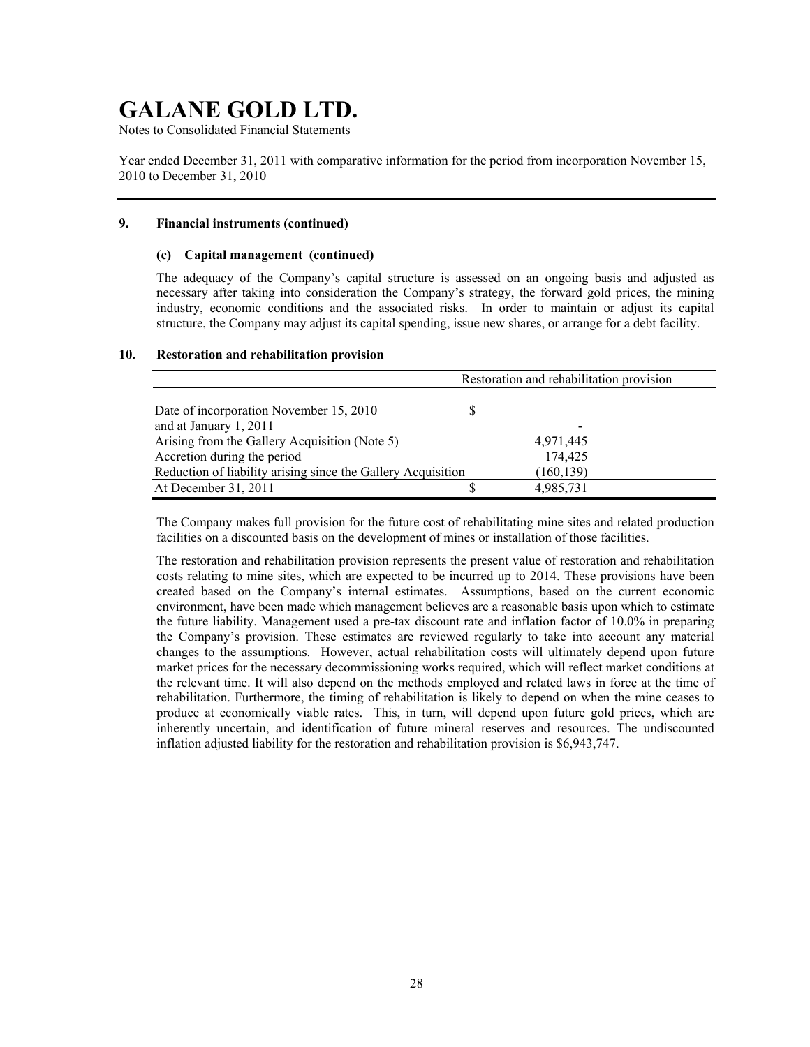# GALANE GOLD LTD.

Notes to Consolidated Financial Statements

Year ended December 31, 2011 with comparative information for the period from incorporation November 15, 2010 to December 31, 2010

**9. Financial instruments (continued)**

**(c) Capital management (continued)**

The adequacy of the Company's capital structure is assessed on an ongoing basis and adjusted as necessary after taking into consideration the Company's strategy, the forward gold prices, the mining industry, economic conditions and the associated risks. In order to maintain or adjust its capital structure, the Company may adjust its capital spending, issue new shares, or arrange for a debt facility.

**10. Restoration and rehabilitation provision**

| | | Restoration and rehabilitation provision |
|---|---|---|
| Date of incorporation November 15, 2010 and at January 1, 2011 | $ | - |
| Arising from the Gallery Acquisition (Note 5) | | 4,971,445 |
| Accretion during the period | | 174,425 |
| Reduction of liability arising since the Gallery Acquisition | | (160,139) |
| At December 31, 2011 | $ | 4,985,731 |

The Company makes full provision for the future cost of rehabilitating mine sites and related production facilities on a discounted basis on the development of mines or installation of those facilities.

The restoration and rehabilitation provision represents the present value of restoration and rehabilitation costs relating to mine sites, which are expected to be incurred up to 2014. These provisions have been created based on the Company's internal estimates. Assumptions, based on the current economic environment, have been made which management believes are a reasonable basis upon which to estimate the future liability. Management used a pre-tax discount rate and inflation factor of 10.0% in preparing the Company's provision. These estimates are reviewed regularly to take into account any material changes to the assumptions. However, actual rehabilitation costs will ultimately depend upon future market prices for the necessary decommissioning works required, which will reflect market conditions at the relevant time. It will also depend on the methods employed and related laws in force at the time of rehabilitation. Furthermore, the timing of rehabilitation is likely to depend on when the mine ceases to produce at economically viable rates. This, in turn, will depend upon future gold prices, which are inherently uncertain, and identification of future mineral reserves and resources. The undiscounted inflation adjusted liability for the restoration and rehabilitation provision is $6,943,747.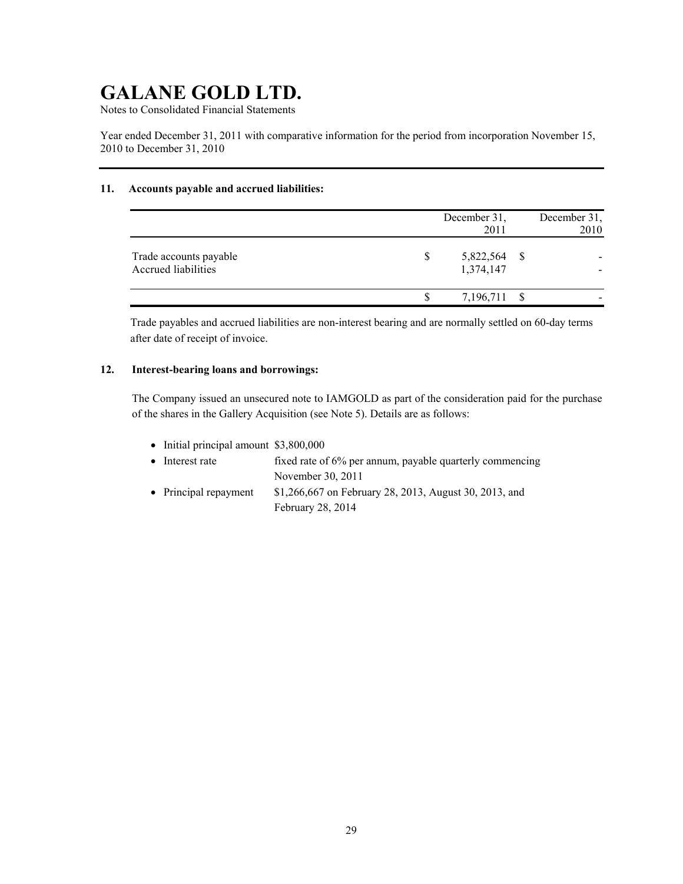# GALANE GOLD LTD.

Notes to Consolidated Financial Statements

Year ended December 31, 2011 with comparative information for the period from incorporation November 15, 2010 to December 31, 2010

## 11. Accounts payable and accrued liabilities:

| | December 31, 2011 | December 31, 2010 |
|---|---|---|
| Trade accounts payable | $ 5,822,564 | $ - |
| Accrued liabilities | 1,374,147 | - |
| | $ 7,196,711 | $ - |

Trade payables and accrued liabilities are non-interest bearing and are normally settled on 60-day terms after date of receipt of invoice.

## 12. Interest-bearing loans and borrowings:

The Company issued an unsecured note to IAMGOLD as part of the consideration paid for the purchase of the shares in the Gallery Acquisition (see Note 5). Details are as follows:

- Initial principal amount $3,800,000
- Interest rate fixed rate of 6% per annum, payable quarterly commencing November 30, 2011
- Principal repayment $1,266,667 on February 28, 2013, August 30, 2013, and February 28, 2014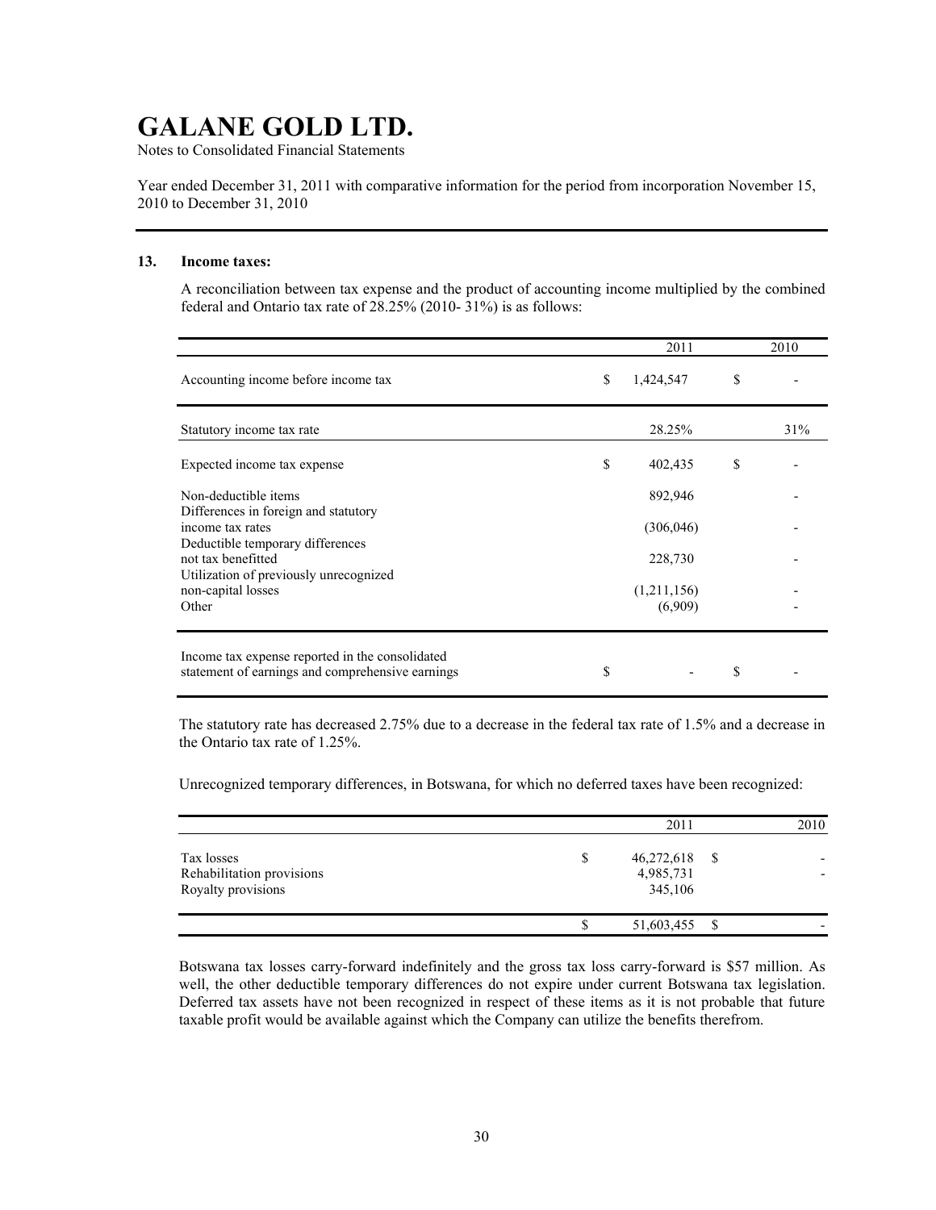# GALANE GOLD LTD.

Notes to Consolidated Financial Statements

Year ended December 31, 2011 with comparative information for the period from incorporation November 15, 2010 to December 31, 2010

## 13. Income taxes:

A reconciliation between tax expense and the product of accounting income multiplied by the combined federal and Ontario tax rate of 28.25% (2010- 31%) is as follows:

| | 2011 | 2010 |
|---|---|---|
| Accounting income before income tax | $ 1,424,547 | $ - |
| Statutory income tax rate | 28.25% | 31% |
| Expected income tax expense | $ 402,435 | $ - |
| Non-deductible items | 892,946 | - |
| Differences in foreign and statutory income tax rates | (306,046) | - |
| Deductible temporary differences not tax benefitted | 228,730 | - |
| Utilization of previously unrecognized non-capital losses | (1,211,156) | - |
| Other | (6,909) | - |
| Income tax expense reported in the consolidated statement of earnings and comprehensive earnings | $ - | $ - |

The statutory rate has decreased 2.75% due to a decrease in the federal tax rate of 1.5% and a decrease in the Ontario tax rate of 1.25%.

Unrecognized temporary differences, in Botswana, for which no deferred taxes have been recognized:

| | 2011 | 2010 |
|---|---|---|
| Tax losses | $ 46,272,618 | $ - |
| Rehabilitation provisions | 4,985,731 | - |
| Royalty provisions | 345,106 | |
| | $ 51,603,455 | $ - |

Botswana tax losses carry-forward indefinitely and the gross tax loss carry-forward is $57 million. As well, the other deductible temporary differences do not expire under current Botswana tax legislation. Deferred tax assets have not been recognized in respect of these items as it is not probable that future taxable profit would be available against which the Company can utilize the benefits therefrom.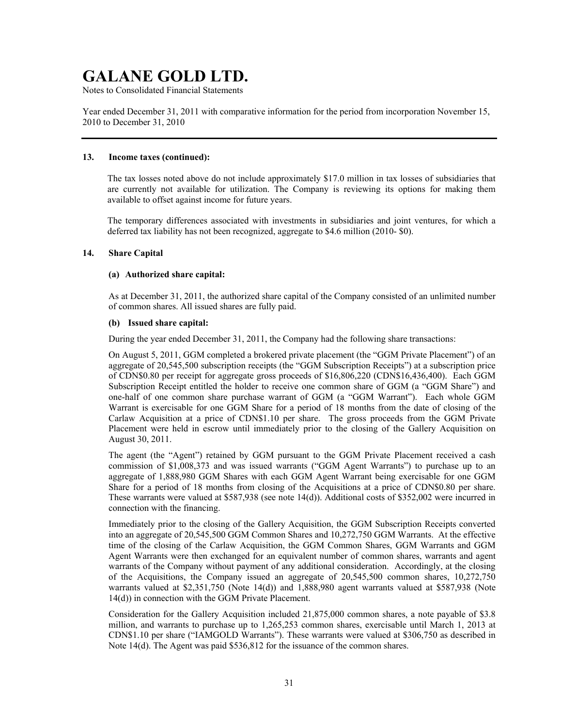# GALANE GOLD LTD.

Notes to Consolidated Financial Statements

Year ended December 31, 2011 with comparative information for the period from incorporation November 15, 2010 to December 31, 2010

---

**13. Income taxes (continued):**

The tax losses noted above do not include approximately $17.0 million in tax losses of subsidiaries that are currently not available for utilization. The Company is reviewing its options for making them available to offset against income for future years.

The temporary differences associated with investments in subsidiaries and joint ventures, for which a deferred tax liability has not been recognized, aggregate to $4.6 million (2010- $0).

**14. Share Capital**

**(a) Authorized share capital:**

As at December 31, 2011, the authorized share capital of the Company consisted of an unlimited number of common shares. All issued shares are fully paid.

**(b) Issued share capital:**

During the year ended December 31, 2011, the Company had the following share transactions:

On August 5, 2011, GGM completed a brokered private placement (the "GGM Private Placement") of an aggregate of 20,545,500 subscription receipts (the "GGM Subscription Receipts") at a subscription price of CDN$0.80 per receipt for aggregate gross proceeds of $16,806,220 (CDN$16,436,400). Each GGM Subscription Receipt entitled the holder to receive one common share of GGM (a "GGM Share") and one-half of one common share purchase warrant of GGM (a "GGM Warrant"). Each whole GGM Warrant is exercisable for one GGM Share for a period of 18 months from the date of closing of the Carlaw Acquisition at a price of CDN$1.10 per share. The gross proceeds from the GGM Private Placement were held in escrow until immediately prior to the closing of the Gallery Acquisition on August 30, 2011.

The agent (the "Agent") retained by GGM pursuant to the GGM Private Placement received a cash commission of $1,008,373 and was issued warrants ("GGM Agent Warrants") to purchase up to an aggregate of 1,888,980 GGM Shares with each GGM Agent Warrant being exercisable for one GGM Share for a period of 18 months from closing of the Acquisitions at a price of CDN$0.80 per share. These warrants were valued at $587,938 (see note 14(d)). Additional costs of $352,002 were incurred in connection with the financing.

Immediately prior to the closing of the Gallery Acquisition, the GGM Subscription Receipts converted into an aggregate of 20,545,500 GGM Common Shares and 10,272,750 GGM Warrants. At the effective time of the closing of the Carlaw Acquisition, the GGM Common Shares, GGM Warrants and GGM Agent Warrants were then exchanged for an equivalent number of common shares, warrants and agent warrants of the Company without payment of any additional consideration. Accordingly, at the closing of the Acquisitions, the Company issued an aggregate of 20,545,500 common shares, 10,272,750 warrants valued at $2,351,750 (Note 14(d)) and 1,888,980 agent warrants valued at $587,938 (Note 14(d)) in connection with the GGM Private Placement.

Consideration for the Gallery Acquisition included 21,875,000 common shares, a note payable of $3.8 million, and warrants to purchase up to 1,265,253 common shares, exercisable until March 1, 2013 at CDN$1.10 per share ("IAMGOLD Warrants"). These warrants were valued at $306,750 as described in Note 14(d). The Agent was paid $536,812 for the issuance of the common shares.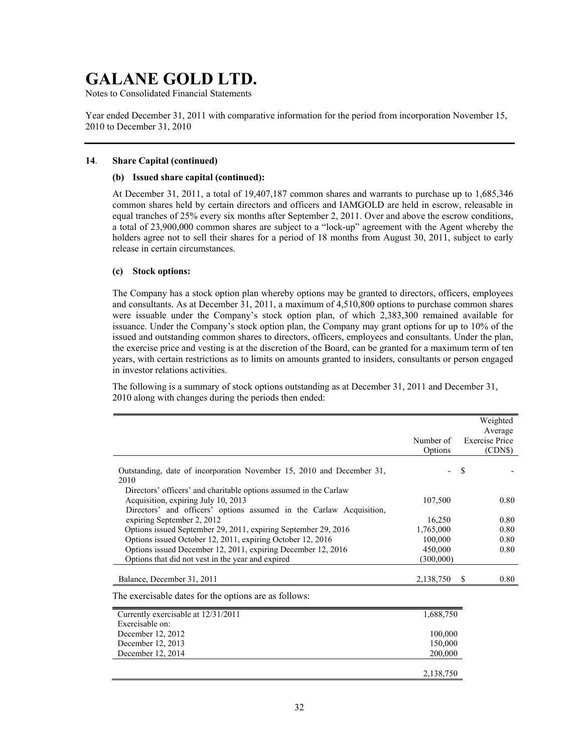# GALANE GOLD LTD.

Notes to Consolidated Financial Statements

Year ended December 31, 2011 with comparative information for the period from incorporation November 15, 2010 to December 31, 2010

---

**14. Share Capital (continued)**

**(b) Issued share capital (continued):**

At December 31, 2011, a total of 19,407,187 common shares and warrants to purchase up to 1,685,346 common shares held by certain directors and officers and IAMGOLD are held in escrow, releasable in equal tranches of 25% every six months after September 2, 2011. Over and above the escrow conditions, a total of 23,900,000 common shares are subject to a "lock-up" agreement with the Agent whereby the holders agree not to sell their shares for a period of 18 months from August 30, 2011, subject to early release in certain circumstances.

**(c) Stock options:**

The Company has a stock option plan whereby options may be granted to directors, officers, employees and consultants. As at December 31, 2011, a maximum of 4,510,800 options to purchase common shares were issuable under the Company's stock option plan, of which 2,383,300 remained available for issuance. Under the Company's stock option plan, the Company may grant options for up to 10% of the issued and outstanding common shares to directors, officers, employees and consultants. Under the plan, the exercise price and vesting is at the discretion of the Board, can be granted for a maximum term of ten years, with certain restrictions as to limits on amounts granted to insiders, consultants or person engaged in investor relations activities.

The following is a summary of stock options outstanding as at December 31, 2011 and December 31, 2010 along with changes during the periods then ended:

| | Number of Options | Weighted Average Exercise Price (CDN$) |
|---|---|---|
| Outstanding, date of incorporation November 15, 2010 and December 31, 2010 | - | $ - |
| Directors' officers' and charitable options assumed in the Carlaw Acquisition, expiring July 10, 2013 | 107,500 | 0.80 |
| Directors' and officers' options assumed in the Carlaw Acquisition, expiring September 2, 2012 | 16,250 | 0.80 |
| Options issued September 29, 2011, expiring September 29, 2016 | 1,765,000 | 0.80 |
| Options issued October 12, 2011, expiring October 12, 2016 | 100,000 | 0.80 |
| Options issued December 12, 2011, expiring December 12, 2016 | 450,000 | 0.80 |
| Options that did not vest in the year and expired | (300,000) | |
| Balance, December 31, 2011 | 2,138,750 | $ 0.80 |

The exercisable dates for the options are as follows:

| | |
|---|---|
| Currently exercisable at 12/31/2011 | 1,688,750 |
| Exercisable on: | |
| December 12, 2012 | 100,000 |
| December 12, 2013 | 150,000 |
| December 12, 2014 | 200,000 |
| | 2,138,750 |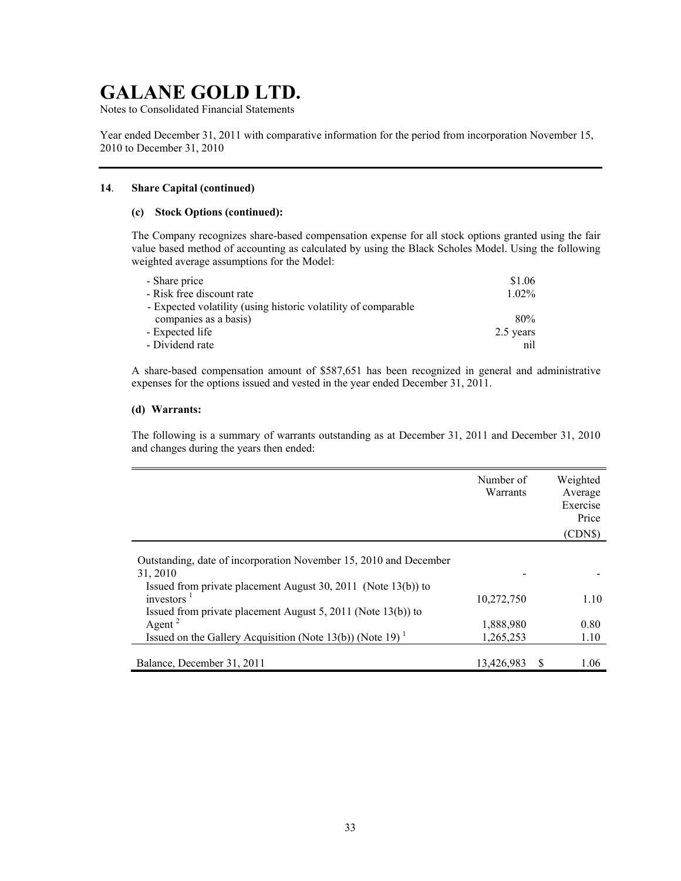# GALANE GOLD LTD.

Notes to Consolidated Financial Statements

Year ended December 31, 2011 with comparative information for the period from incorporation November 15, 2010 to December 31, 2010

### 14. Share Capital (continued)

#### (c) Stock Options (continued):

The Company recognizes share-based compensation expense for all stock options granted using the fair value based method of accounting as calculated by using the Black Scholes Model. Using the following weighted average assumptions for the Model:

| | |
|---|---|
| - Share price | \$1.06 |
| - Risk free discount rate | 1.02% |
| - Expected volatility (using historic volatility of comparable companies as a basis) | 80% |
| - Expected life | 2.5 years |
| - Dividend rate | nil |

A share-based compensation amount of \$587,651 has been recognized in general and administrative expenses for the options issued and vested in the year ended December 31, 2011.

#### (d) Warrants:

The following is a summary of warrants outstanding as at December 31, 2011 and December 31, 2010 and changes during the years then ended:

| | Number of Warrants | Weighted Average Exercise Price (CDN$) |
|---|---|---|
| Outstanding, date of incorporation November 15, 2010 and December 31, 2010 | - | - |
| Issued from private placement August 30, 2011 (Note 13(b)) to investors [1] | 10,272,750 | 1.10 |
| Issued from private placement August 5, 2011 (Note 13(b)) to Agent [2] | 1,888,980 | 0.80 |
| Issued on the Gallery Acquisition (Note 13(b)) (Note 19) [1] | 1,265,253 | 1.10 |
| Balance, December 31, 2011 | 13,426,983 | \$ 1.06 |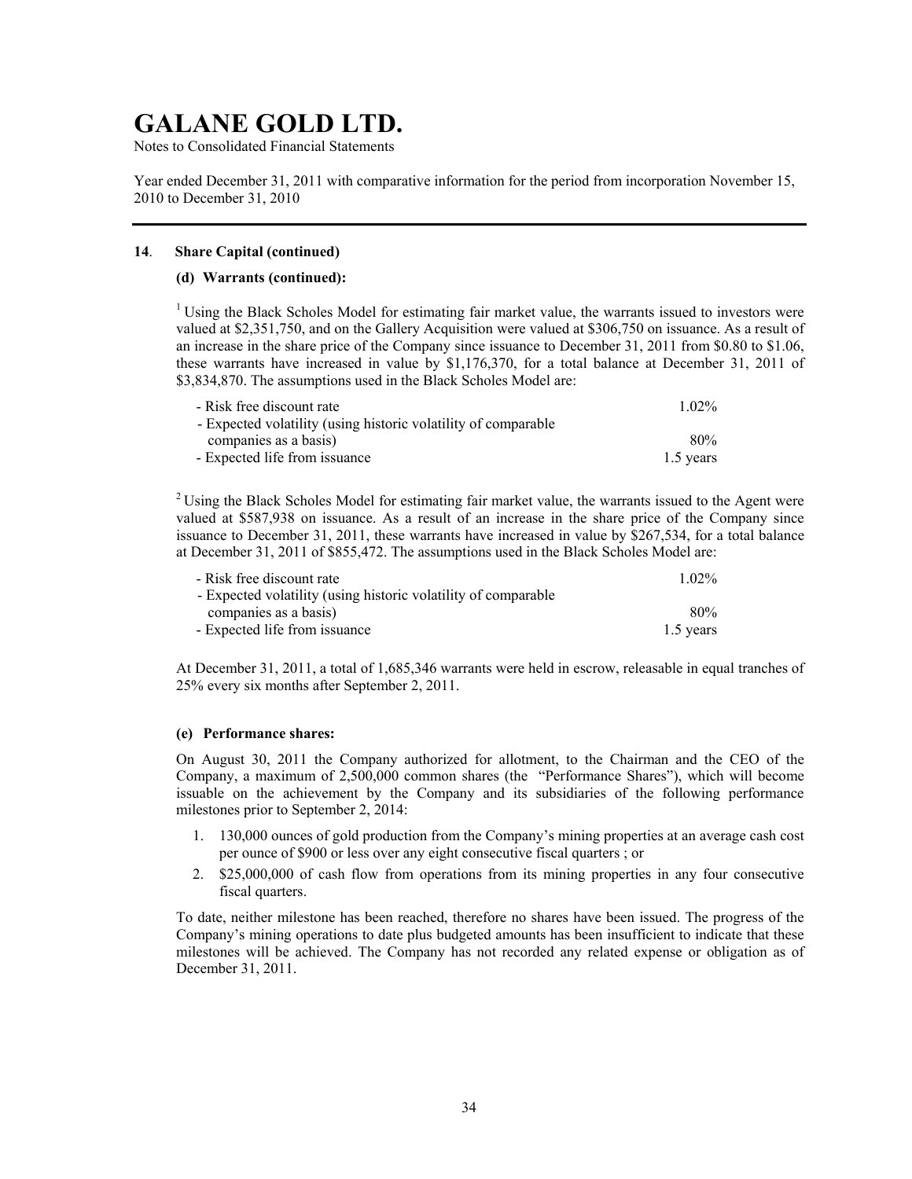# GALANE GOLD LTD.

Notes to Consolidated Financial Statements

Year ended December 31, 2011 with comparative information for the period from incorporation November 15, 2010 to December 31, 2010

## 14. Share Capital (continued)

### (d) Warrants (continued):

[1] Using the Black Scholes Model for estimating fair market value, the warrants issued to investors were valued at $2,351,750, and on the Gallery Acquisition were valued at $306,750 on issuance. As a result of an increase in the share price of the Company since issuance to December 31, 2011 from $0.80 to $1.06, these warrants have increased in value by $1,176,370, for a total balance at December 31, 2011 of $3,834,870. The assumptions used in the Black Scholes Model are:

| | |
|---|---|
| - Risk free discount rate | 1.02% |
| - Expected volatility (using historic volatility of comparable companies as a basis) | 80% |
| - Expected life from issuance | 1.5 years |

[2] Using the Black Scholes Model for estimating fair market value, the warrants issued to the Agent were valued at $587,938 on issuance. As a result of an increase in the share price of the Company since issuance to December 31, 2011, these warrants have increased in value by $267,534, for a total balance at December 31, 2011 of $855,472. The assumptions used in the Black Scholes Model are:

| | |
|---|---|
| - Risk free discount rate | 1.02% |
| - Expected volatility (using historic volatility of comparable companies as a basis) | 80% |
| - Expected life from issuance | 1.5 years |

At December 31, 2011, a total of 1,685,346 warrants were held in escrow, releasable in equal tranches of 25% every six months after September 2, 2011.

### (e) Performance shares:

On August 30, 2011 the Company authorized for allotment, to the Chairman and the CEO of the Company, a maximum of 2,500,000 common shares (the "Performance Shares"), which will become issuable on the achievement by the Company and its subsidiaries of the following performance milestones prior to September 2, 2014:

1. 130,000 ounces of gold production from the Company's mining properties at an average cash cost per ounce of $900 or less over any eight consecutive fiscal quarters ; or
2. $25,000,000 of cash flow from operations from its mining properties in any four consecutive fiscal quarters.

To date, neither milestone has been reached, therefore no shares have been issued. The progress of the Company's mining operations to date plus budgeted amounts has been insufficient to indicate that these milestones will be achieved. The Company has not recorded any related expense or obligation as of December 31, 2011.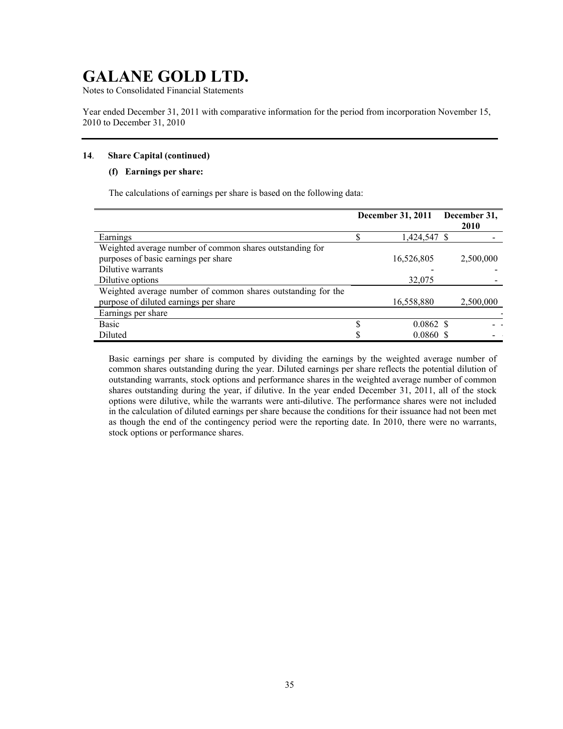# GALANE GOLD LTD.

Notes to Consolidated Financial Statements

Year ended December 31, 2011 with comparative information for the period from incorporation November 15, 2010 to December 31, 2010

**14. Share Capital (continued)**

**(f) Earnings per share:**

The calculations of earnings per share is based on the following data:

| | December 31, 2011 | December 31, 2010 |
|---|---|---|
| Earnings | $ 1,424,547 | $ - |
| Weighted average number of common shares outstanding for purposes of basic earnings per share | 16,526,805 | 2,500,000 |
| Dilutive warrants | - | - |
| Dilutive options | 32,075 | - |
| Weighted average number of common shares outstanding for the purpose of diluted earnings per share | 16,558,880 | 2,500,000 |
| Earnings per share | | |
| Basic | $ 0.0862 | $ - |
| Diluted | $ 0.0860 | $ - |

Basic earnings per share is computed by dividing the earnings by the weighted average number of common shares outstanding during the year. Diluted earnings per share reflects the potential dilution of outstanding warrants, stock options and performance shares in the weighted average number of common shares outstanding during the year, if dilutive. In the year ended December 31, 2011, all of the stock options were dilutive, while the warrants were anti-dilutive. The performance shares were not included in the calculation of diluted earnings per share because the conditions for their issuance had not been met as though the end of the contingency period were the reporting date. In 2010, there were no warrants, stock options or performance shares.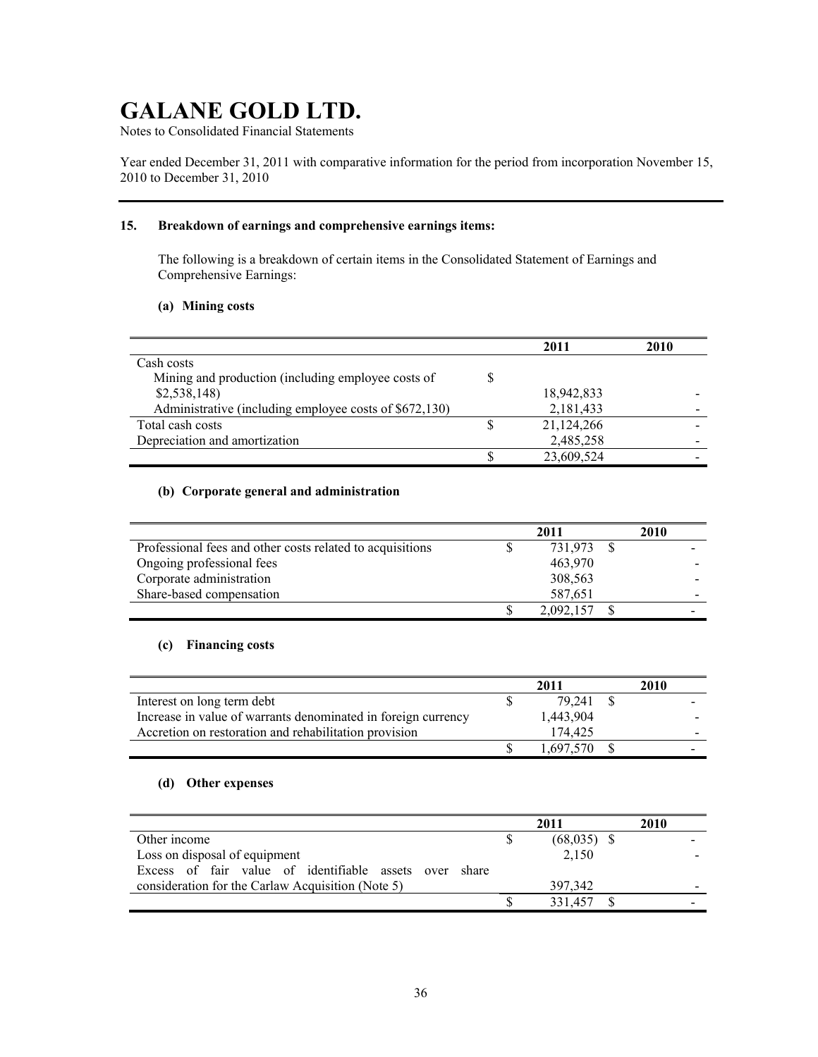# GALANE GOLD LTD.

Notes to Consolidated Financial Statements

Year ended December 31, 2011 with comparative information for the period from incorporation November 15, 2010 to December 31, 2010

---

## 15. Breakdown of earnings and comprehensive earnings items:

The following is a breakdown of certain items in the Consolidated Statement of Earnings and Comprehensive Earnings:

### (a) Mining costs

| | 2011 | 2010 |
|---|---|---|
| Cash costs | | |
| Mining and production (including employee costs of $2,538,148) | $ 18,942,833 | - |
| Administrative (including employee costs of $672,130) | 2,181,433 | - |
| Total cash costs | $ 21,124,266 | - |
| Depreciation and amortization | 2,485,258 | - |
| | $ 23,609,524 | - |

### (b) Corporate general and administration

| | 2011 | 2010 |
|---|---|---|
| Professional fees and other costs related to acquisitions | $ 731,973 | $ - |
| Ongoing professional fees | 463,970 | - |
| Corporate administration | 308,563 | - |
| Share-based compensation | 587,651 | - |
| | $ 2,092,157 | $ - |

### (c) Financing costs

| | 2011 | 2010 |
|---|---|---|
| Interest on long term debt | $ 79,241 | $ - |
| Increase in value of warrants denominated in foreign currency | 1,443,904 | - |
| Accretion on restoration and rehabilitation provision | 174,425 | - |
| | $ 1,697,570 | $ - |

### (d) Other expenses

| | 2011 | 2010 |
|---|---|---|
| Other income | $ (68,035) | $ - |
| Loss on disposal of equipment | 2,150 | - |
| Excess of fair value of identifiable assets over share consideration for the Carlaw Acquisition (Note 5) | 397,342 | - |
| | $ 331,457 | $ - |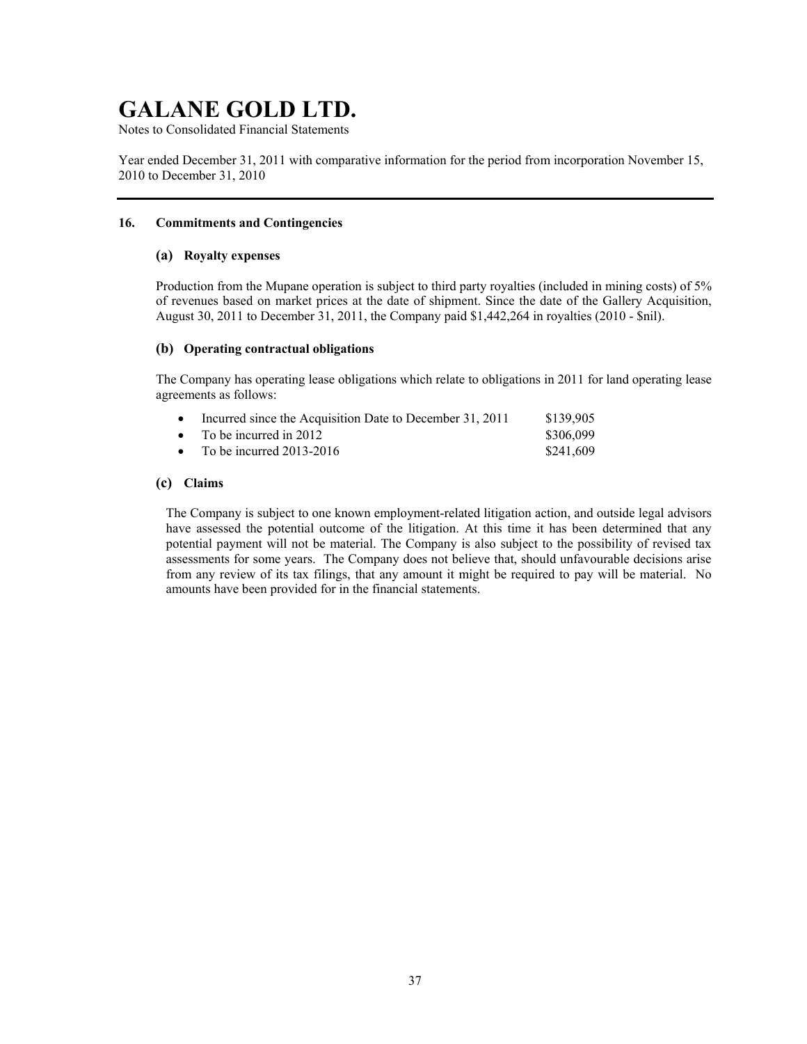# GALANE GOLD LTD.

Notes to Consolidated Financial Statements

Year ended December 31, 2011 with comparative information for the period from incorporation November 15, 2010 to December 31, 2010

## 16. Commitments and Contingencies

### (a) Royalty expenses

Production from the Mupane operation is subject to third party royalties (included in mining costs) of 5% of revenues based on market prices at the date of shipment. Since the date of the Gallery Acquisition, August 30, 2011 to December 31, 2011, the Company paid $1,442,264 in royalties (2010 - $nil).

### (b) Operating contractual obligations

The Company has operating lease obligations which relate to obligations in 2011 for land operating lease agreements as follows:

- Incurred since the Acquisition Date to December 31, 2011 $139,905
- To be incurred in 2012 $306,099
- To be incurred 2013-2016 $241,609

### (c) Claims

The Company is subject to one known employment-related litigation action, and outside legal advisors have assessed the potential outcome of the litigation. At this time it has been determined that any potential payment will not be material. The Company is also subject to the possibility of revised tax assessments for some years. The Company does not believe that, should unfavourable decisions arise from any review of its tax filings, that any amount it might be required to pay will be material. No amounts have been provided for in the financial statements.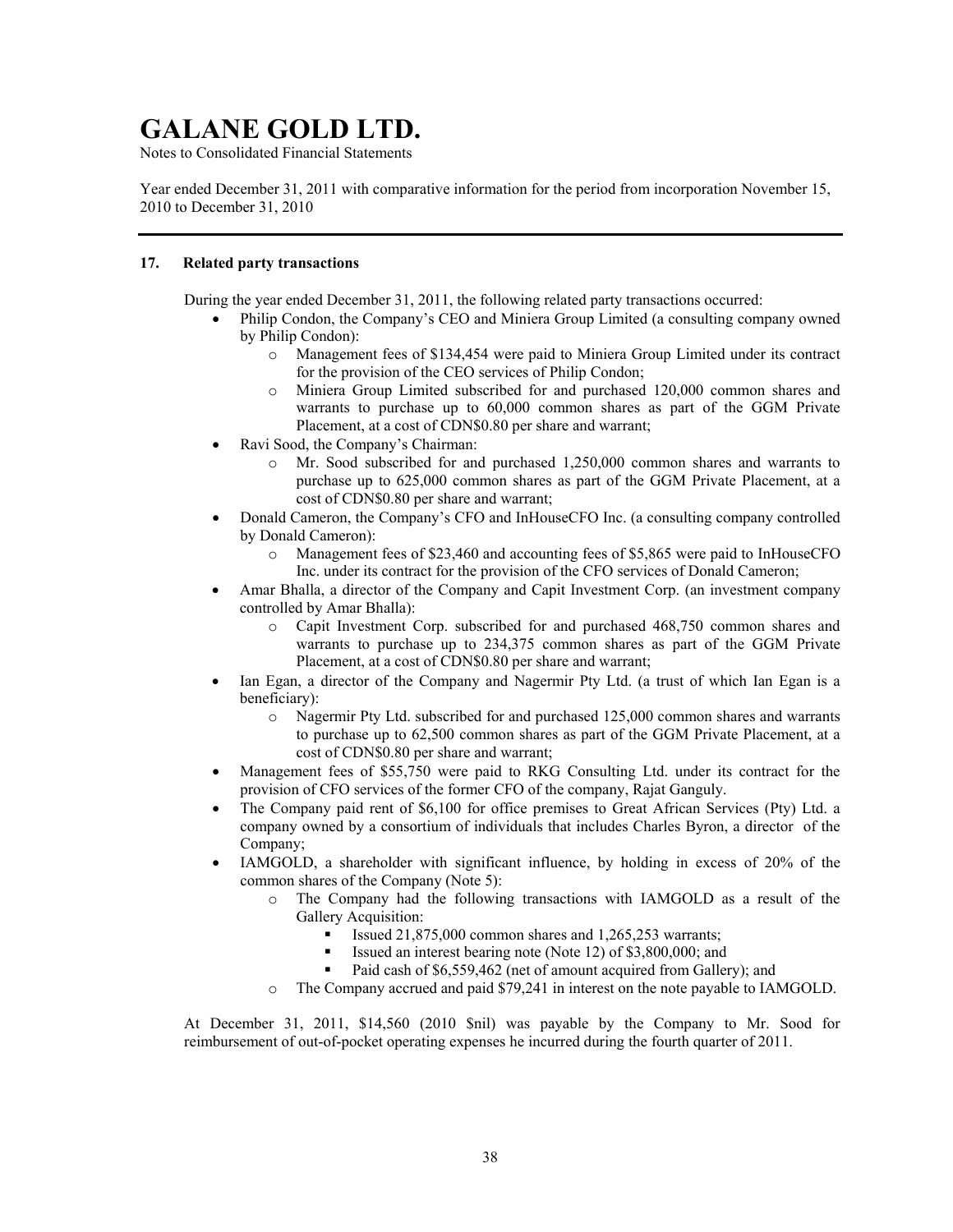# GALANE GOLD LTD.

Notes to Consolidated Financial Statements

Year ended December 31, 2011 with comparative information for the period from incorporation November 15, 2010 to December 31, 2010

## 17. Related party transactions

During the year ended December 31, 2011, the following related party transactions occurred:

- Philip Condon, the Company's CEO and Miniera Group Limited (a consulting company owned by Philip Condon):
  - Management fees of $134,454 were paid to Miniera Group Limited under its contract for the provision of the CEO services of Philip Condon;
  - Miniera Group Limited subscribed for and purchased 120,000 common shares and warrants to purchase up to 60,000 common shares as part of the GGM Private Placement, at a cost of CDN$0.80 per share and warrant;
- Ravi Sood, the Company's Chairman:
  - Mr. Sood subscribed for and purchased 1,250,000 common shares and warrants to purchase up to 625,000 common shares as part of the GGM Private Placement, at a cost of CDN$0.80 per share and warrant;
- Donald Cameron, the Company's CFO and InHouseCFO Inc. (a consulting company controlled by Donald Cameron):
  - Management fees of $23,460 and accounting fees of $5,865 were paid to InHouseCFO Inc. under its contract for the provision of the CFO services of Donald Cameron;
- Amar Bhalla, a director of the Company and Capit Investment Corp. (an investment company controlled by Amar Bhalla):
  - Capit Investment Corp. subscribed for and purchased 468,750 common shares and warrants to purchase up to 234,375 common shares as part of the GGM Private Placement, at a cost of CDN$0.80 per share and warrant;
- Ian Egan, a director of the Company and Nagermir Pty Ltd. (a trust of which Ian Egan is a beneficiary):
  - Nagermir Pty Ltd. subscribed for and purchased 125,000 common shares and warrants to purchase up to 62,500 common shares as part of the GGM Private Placement, at a cost of CDN$0.80 per share and warrant;
- Management fees of $55,750 were paid to RKG Consulting Ltd. under its contract for the provision of CFO services of the former CFO of the company, Rajat Ganguly.
- The Company paid rent of $6,100 for office premises to Great African Services (Pty) Ltd. a company owned by a consortium of individuals that includes Charles Byron, a director of the Company;
- IAMGOLD, a shareholder with significant influence, by holding in excess of 20% of the common shares of the Company (Note 5):
  - The Company had the following transactions with IAMGOLD as a result of the Gallery Acquisition:
    - Issued 21,875,000 common shares and 1,265,253 warrants;
    - Issued an interest bearing note (Note 12) of $3,800,000; and
    - Paid cash of $6,559,462 (net of amount acquired from Gallery); and
  - The Company accrued and paid $79,241 in interest on the note payable to IAMGOLD.

At December 31, 2011, $14,560 (2010 $nil) was payable by the Company to Mr. Sood for reimbursement of out-of-pocket operating expenses he incurred during the fourth quarter of 2011.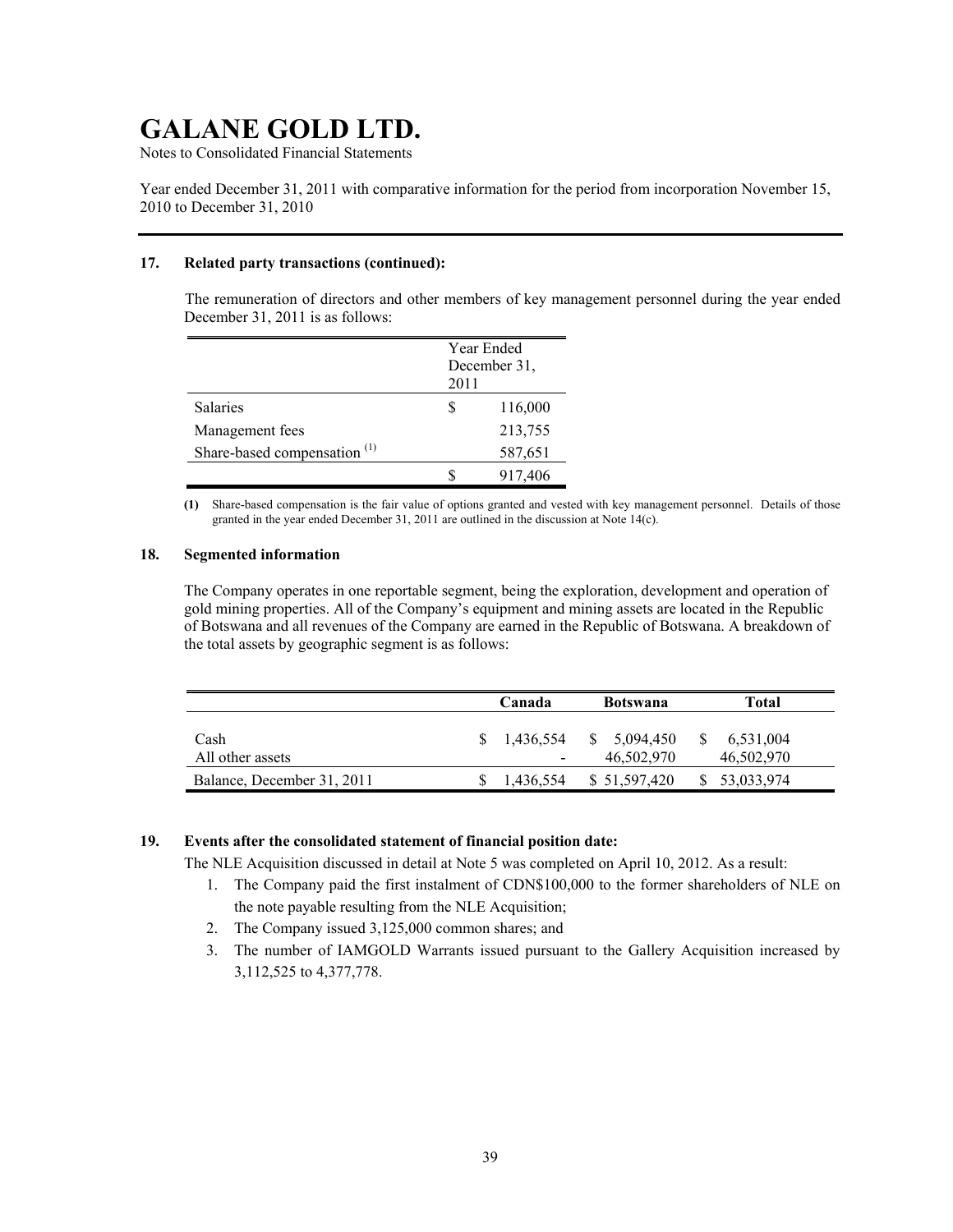# GALANE GOLD LTD.

Notes to Consolidated Financial Statements

Year ended December 31, 2011 with comparative information for the period from incorporation November 15, 2010 to December 31, 2010

### 17. Related party transactions (continued):

The remuneration of directors and other members of key management personnel during the year ended December 31, 2011 is as follows:

| | | Year Ended December 31, 2011 |
|---|---|---|
| Salaries | $ | 116,000 |
| Management fees | | 213,755 |
| Share-based compensation [(1)] | | 587,651 |
| | $ | 917,406 |

**(1)** Share-based compensation is the fair value of options granted and vested with key management personnel. Details of those granted in the year ended December 31, 2011 are outlined in the discussion at Note 14(c).

### 18. Segmented information

The Company operates in one reportable segment, being the exploration, development and operation of gold mining properties. All of the Company's equipment and mining assets are located in the Republic of Botswana and all revenues of the Company are earned in the Republic of Botswana. A breakdown of the total assets by geographic segment is as follows:

| | Canada | Botswana | Total |
|---|---|---|---|
| Cash | $ 1,436,554 | $ 5,094,450 | $ 6,531,004 |
| All other assets | - | 46,502,970 | 46,502,970 |
| Balance, December 31, 2011 | $ 1,436,554 | $ 51,597,420 | $ 53,033,974 |

### 19. Events after the consolidated statement of financial position date:

The NLE Acquisition discussed in detail at Note 5 was completed on April 10, 2012. As a result:

1. The Company paid the first instalment of CDN$100,000 to the former shareholders of NLE on the note payable resulting from the NLE Acquisition;
2. The Company issued 3,125,000 common shares; and
3. The number of IAMGOLD Warrants issued pursuant to the Gallery Acquisition increased by 3,112,525 to 4,377,778.